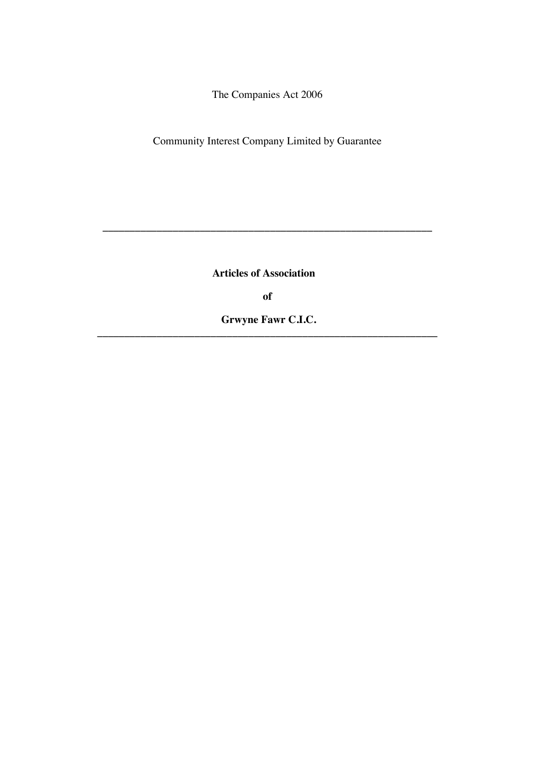The Companies Act 2006

Community Interest Company Limited by Guarantee

---

**Articles of Association**

**of**

**Grwyne Fawr C.I.C.**

---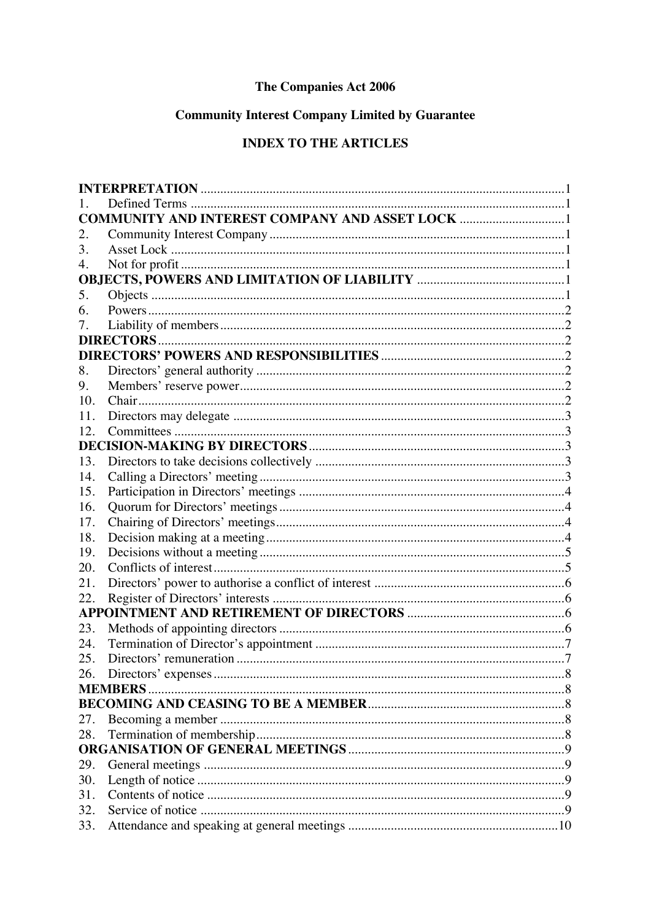**The Companies Act 2006**

**Community Interest Company Limited by Guarantee**

**INDEX TO THE ARTICLES**

**INTERPRETATION** ..... 1

1. Defined Terms ..... 1

**COMMUNITY AND INTEREST COMPANY AND ASSET LOCK** ..... 1

2. Community Interest Company ..... 1
3. Asset Lock ..... 1
4. Not for profit ..... 1

**OBJECTS, POWERS AND LIMITATION OF LIABILITY** ..... 1

5. Objects ..... 1
6. Powers ..... 2
7. Liability of members ..... 2

**DIRECTORS** ..... 2

**DIRECTORS' POWERS AND RESPONSIBILITIES** ..... 2

8. Directors' general authority ..... 2
9. Members' reserve power ..... 2
10. Chair ..... 2
11. Directors may delegate ..... 3
12. Committees ..... 3

**DECISION-MAKING BY DIRECTORS** ..... 3

13. Directors to take decisions collectively ..... 3
14. Calling a Directors' meeting ..... 3
15. Participation in Directors' meetings ..... 4
16. Quorum for Directors' meetings ..... 4
17. Chairing of Directors' meetings ..... 4
18. Decision making at a meeting ..... 4
19. Decisions without a meeting ..... 5
20. Conflicts of interest ..... 5
21. Directors' power to authorise a conflict of interest ..... 6
22. Register of Directors' interests ..... 6

**APPOINTMENT AND RETIREMENT OF DIRECTORS** ..... 6

23. Methods of appointing directors ..... 6
24. Termination of Director's appointment ..... 7
25. Directors' remuneration ..... 7
26. Directors' expenses ..... 8

**MEMBERS** ..... 8

**BECOMING AND CEASING TO BE A MEMBER** ..... 8

27. Becoming a member ..... 8
28. Termination of membership ..... 8

**ORGANISATION OF GENERAL MEETINGS** ..... 9

29. General meetings ..... 9
30. Length of notice ..... 9
31. Contents of notice ..... 9
32. Service of notice ..... 9
33. Attendance and speaking at general meetings ..... 10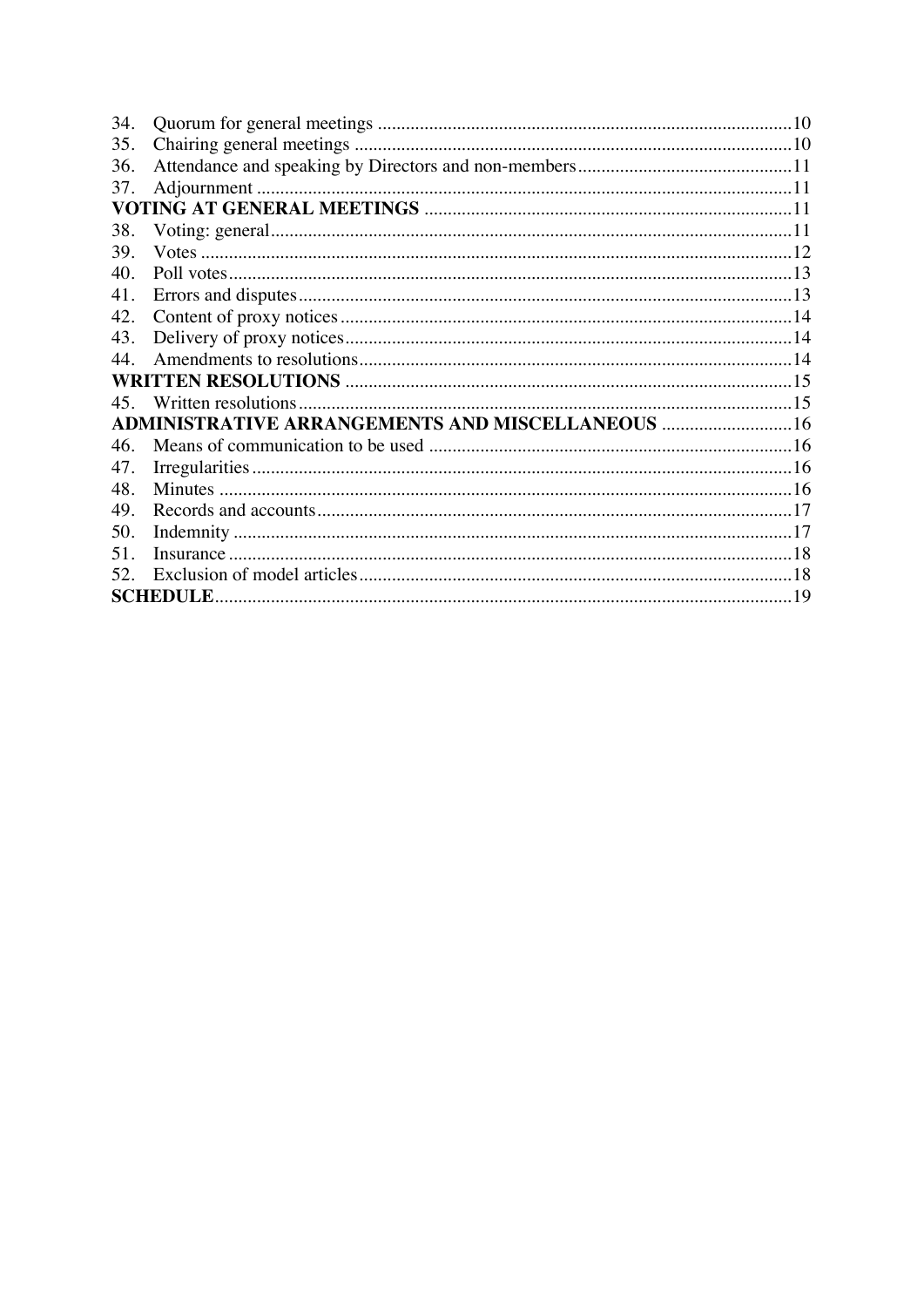34. Quorum for general meetings ......................................................................................10
35. Chairing general meetings ..........................................................................................10
36. Attendance and speaking by Directors and non-members...........................................11
37. Adjournment ...............................................................................................................11

**VOTING AT GENERAL MEETINGS** ..............................................................................11

38. Voting: general.............................................................................................................11
39. Votes ...........................................................................................................................12
40. Poll votes......................................................................................................................13
41. Errors and disputes.......................................................................................................13
42. Content of proxy notices..............................................................................................14
43. Delivery of proxy notices.............................................................................................14
44. Amendments to resolutions..........................................................................................14

**WRITTEN RESOLUTIONS** ..............................................................................................15

45. Written resolutions.......................................................................................................15

**ADMINISTRATIVE ARRANGEMENTS AND MISCELLANEOUS** ............................16

46. Means of communication to be used ...........................................................................16
47. Irregularities.................................................................................................................16
48. Minutes .......................................................................................................................16
49. Records and accounts...................................................................................................17
50. Indemnity .....................................................................................................................17
51. Insurance ......................................................................................................................18
52. Exclusion of model articles..........................................................................................18

**SCHEDULE**.........................................................................................................................19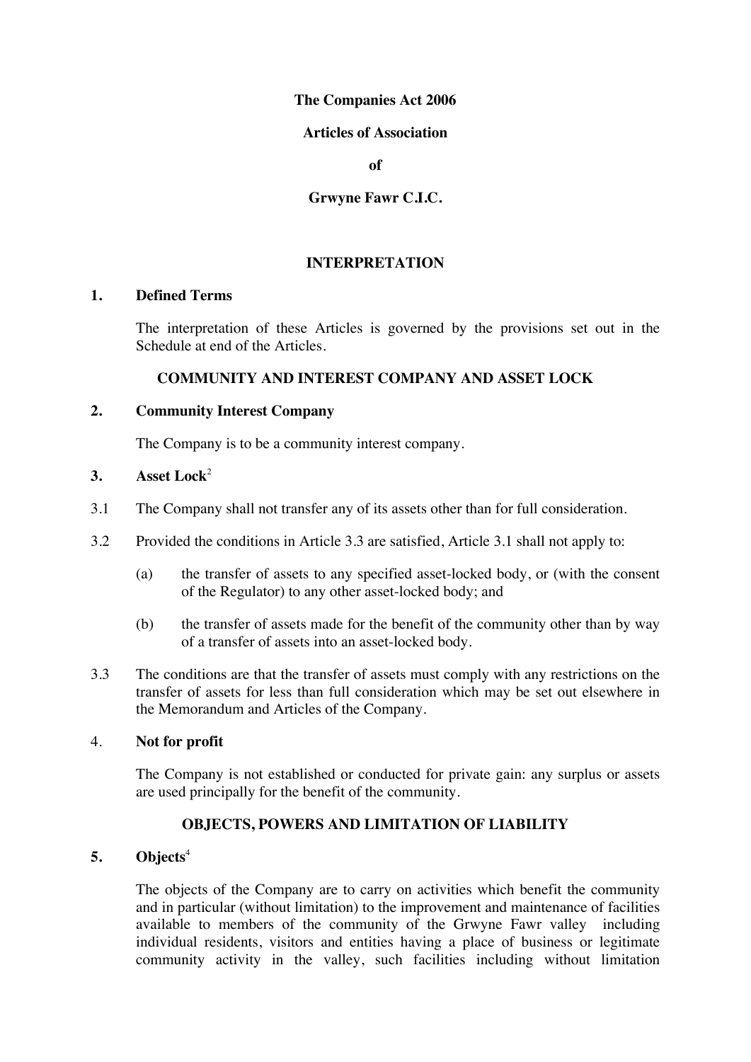**The Companies Act 2006**

**Articles of Association**

**of**

**Grwyne Fawr C.I.C.**

## INTERPRETATION

### 1. Defined Terms

The interpretation of these Articles is governed by the provisions set out in the Schedule at end of the Articles.

## COMMUNITY AND INTEREST COMPANY AND ASSET LOCK

### 2. Community Interest Company

The Company is to be a community interest company.

### 3. Asset Lock[2]

3.1 The Company shall not transfer any of its assets other than for full consideration.

3.2 Provided the conditions in Article 3.3 are satisfied, Article 3.1 shall not apply to:

(a) the transfer of assets to any specified asset-locked body, or (with the consent of the Regulator) to any other asset-locked body; and

(b) the transfer of assets made for the benefit of the community other than by way of a transfer of assets into an asset-locked body.

3.3 The conditions are that the transfer of assets must comply with any restrictions on the transfer of assets for less than full consideration which may be set out elsewhere in the Memorandum and Articles of the Company.

### 4. Not for profit

The Company is not established or conducted for private gain: any surplus or assets are used principally for the benefit of the community.

## OBJECTS, POWERS AND LIMITATION OF LIABILITY

### 5. Objects[4]

The objects of the Company are to carry on activities which benefit the community and in particular (without limitation) to the improvement and maintenance of facilities available to members of the community of the Grwyne Fawr valley including individual residents, visitors and entities having a place of business or legitimate community activity in the valley, such facilities including without limitation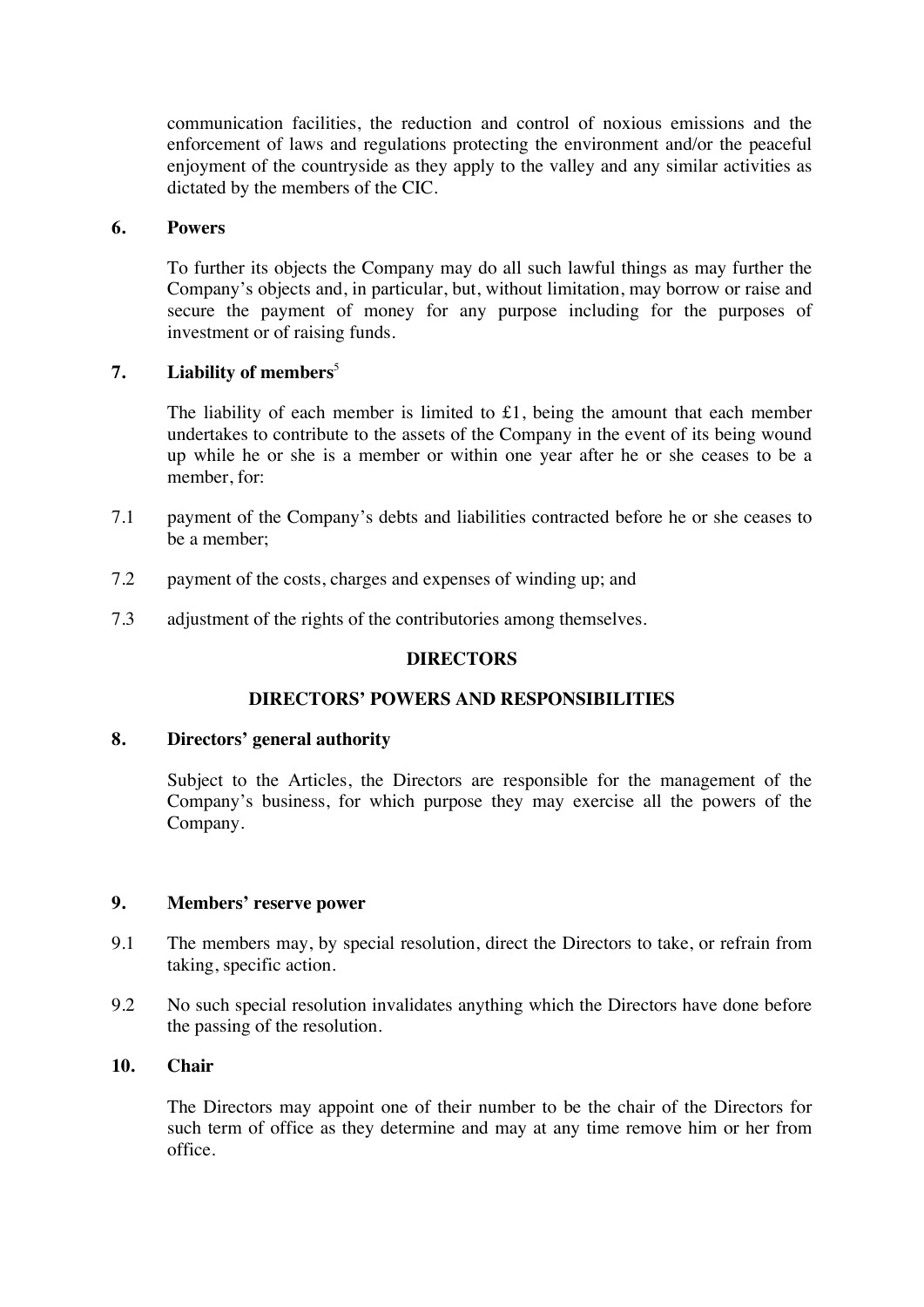communication facilities, the reduction and control of noxious emissions and the enforcement of laws and regulations protecting the environment and/or the peaceful enjoyment of the countryside as they apply to the valley and any similar activities as dictated by the members of the CIC.

## 6. Powers

To further its objects the Company may do all such lawful things as may further the Company's objects and, in particular, but, without limitation, may borrow or raise and secure the payment of money for any purpose including for the purposes of investment or of raising funds.

## 7. Liability of members[5]

The liability of each member is limited to £1, being the amount that each member undertakes to contribute to the assets of the Company in the event of its being wound up while he or she is a member or within one year after he or she ceases to be a member, for:

7.1 payment of the Company's debts and liabilities contracted before he or she ceases to be a member;

7.2 payment of the costs, charges and expenses of winding up; and

7.3 adjustment of the rights of the contributories among themselves.

# DIRECTORS

# DIRECTORS' POWERS AND RESPONSIBILITIES

## 8. Directors' general authority

Subject to the Articles, the Directors are responsible for the management of the Company's business, for which purpose they may exercise all the powers of the Company.

## 9. Members' reserve power

9.1 The members may, by special resolution, direct the Directors to take, or refrain from taking, specific action.

9.2 No such special resolution invalidates anything which the Directors have done before the passing of the resolution.

## 10. Chair

The Directors may appoint one of their number to be the chair of the Directors for such term of office as they determine and may at any time remove him or her from office.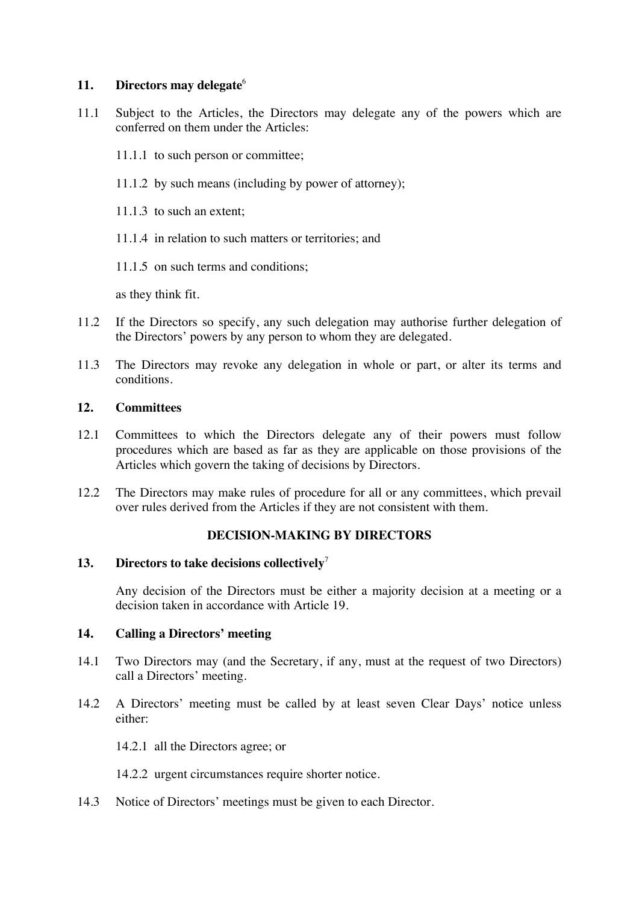## 11. Directors may delegate[6]

11.1 Subject to the Articles, the Directors may delegate any of the powers which are conferred on them under the Articles:

11.1.1 to such person or committee;

11.1.2 by such means (including by power of attorney);

11.1.3 to such an extent;

11.1.4 in relation to such matters or territories; and

11.1.5 on such terms and conditions;

as they think fit.

11.2 If the Directors so specify, any such delegation may authorise further delegation of the Directors' powers by any person to whom they are delegated.

11.3 The Directors may revoke any delegation in whole or part, or alter its terms and conditions.

## 12. Committees

12.1 Committees to which the Directors delegate any of their powers must follow procedures which are based as far as they are applicable on those provisions of the Articles which govern the taking of decisions by Directors.

12.2 The Directors may make rules of procedure for all or any committees, which prevail over rules derived from the Articles if they are not consistent with them.

# DECISION-MAKING BY DIRECTORS

## 13. Directors to take decisions collectively[7]

Any decision of the Directors must be either a majority decision at a meeting or a decision taken in accordance with Article 19.

## 14. Calling a Directors' meeting

14.1 Two Directors may (and the Secretary, if any, must at the request of two Directors) call a Directors' meeting.

14.2 A Directors' meeting must be called by at least seven Clear Days' notice unless either:

14.2.1 all the Directors agree; or

14.2.2 urgent circumstances require shorter notice.

14.3 Notice of Directors' meetings must be given to each Director.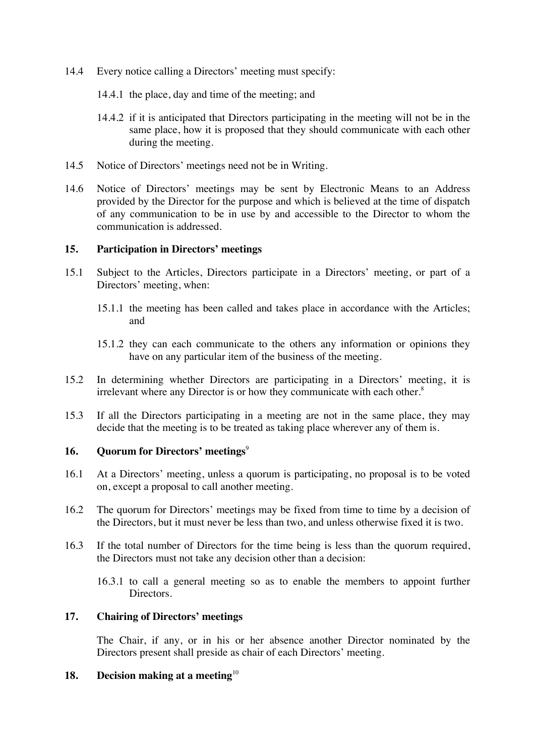14.4 Every notice calling a Directors' meeting must specify:

14.4.1 the place, day and time of the meeting; and

14.4.2 if it is anticipated that Directors participating in the meeting will not be in the same place, how it is proposed that they should communicate with each other during the meeting.

14.5 Notice of Directors' meetings need not be in Writing.

14.6 Notice of Directors' meetings may be sent by Electronic Means to an Address provided by the Director for the purpose and which is believed at the time of dispatch of any communication to be in use by and accessible to the Director to whom the communication is addressed.

## 15. Participation in Directors' meetings

15.1 Subject to the Articles, Directors participate in a Directors' meeting, or part of a Directors' meeting, when:

15.1.1 the meeting has been called and takes place in accordance with the Articles; and

15.1.2 they can each communicate to the others any information or opinions they have on any particular item of the business of the meeting.

15.2 In determining whether Directors are participating in a Directors' meeting, it is irrelevant where any Director is or how they communicate with each other.[8]

15.3 If all the Directors participating in a meeting are not in the same place, they may decide that the meeting is to be treated as taking place wherever any of them is.

## 16. Quorum for Directors' meetings[9]

16.1 At a Directors' meeting, unless a quorum is participating, no proposal is to be voted on, except a proposal to call another meeting.

16.2 The quorum for Directors' meetings may be fixed from time to time by a decision of the Directors, but it must never be less than two, and unless otherwise fixed it is two.

16.3 If the total number of Directors for the time being is less than the quorum required, the Directors must not take any decision other than a decision:

16.3.1 to call a general meeting so as to enable the members to appoint further Directors.

## 17. Chairing of Directors' meetings

The Chair, if any, or in his or her absence another Director nominated by the Directors present shall preside as chair of each Directors' meeting.

## 18. Decision making at a meeting[10]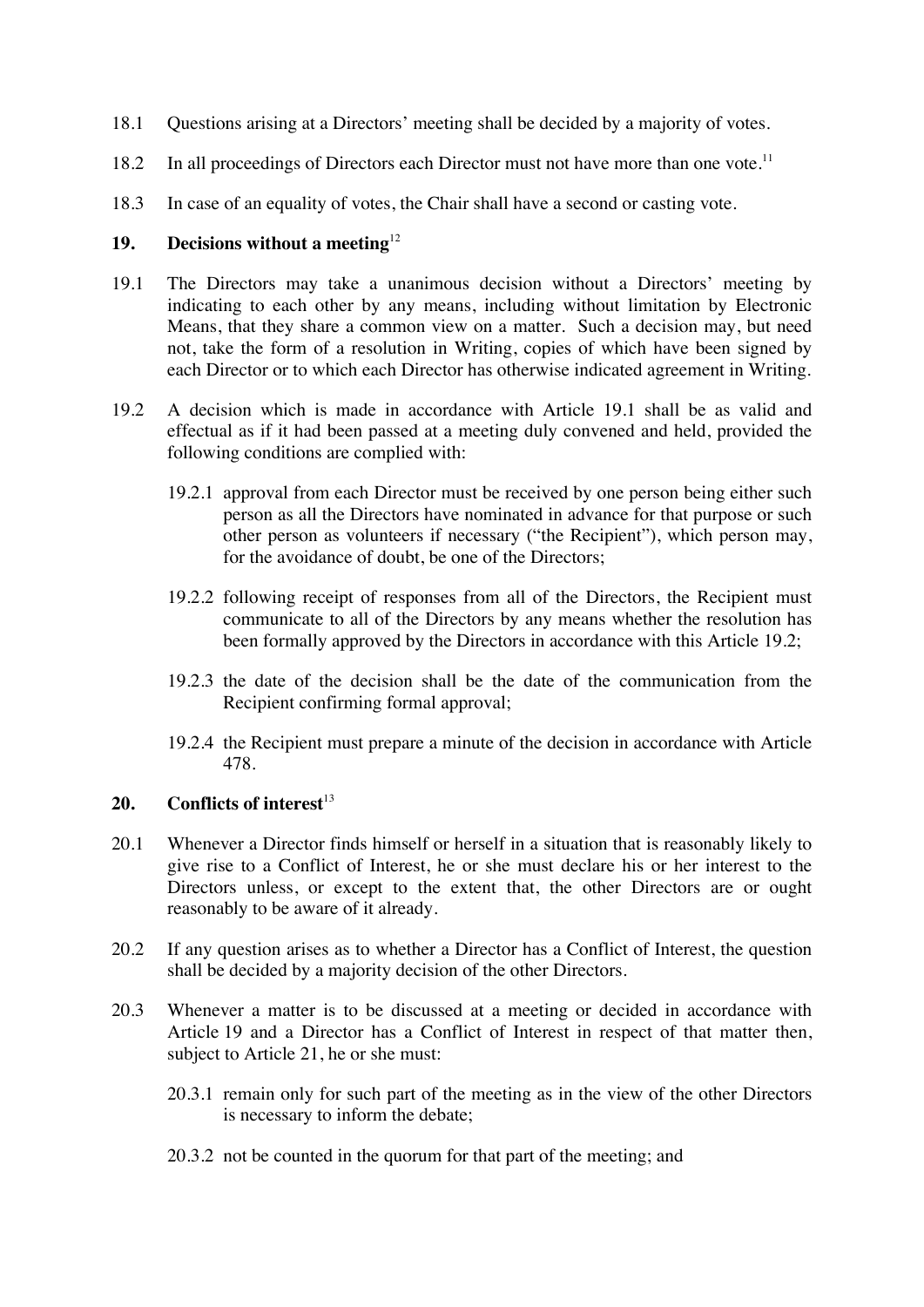18.1 Questions arising at a Directors' meeting shall be decided by a majority of votes.

18.2 In all proceedings of Directors each Director must not have more than one vote.[11]

18.3 In case of an equality of votes, the Chair shall have a second or casting vote.

## 19. Decisions without a meeting[12]

19.1 The Directors may take a unanimous decision without a Directors' meeting by indicating to each other by any means, including without limitation by Electronic Means, that they share a common view on a matter. Such a decision may, but need not, take the form of a resolution in Writing, copies of which have been signed by each Director or to which each Director has otherwise indicated agreement in Writing.

19.2 A decision which is made in accordance with Article 19.1 shall be as valid and effectual as if it had been passed at a meeting duly convened and held, provided the following conditions are complied with:

19.2.1 approval from each Director must be received by one person being either such person as all the Directors have nominated in advance for that purpose or such other person as volunteers if necessary ("the Recipient"), which person may, for the avoidance of doubt, be one of the Directors;

19.2.2 following receipt of responses from all of the Directors, the Recipient must communicate to all of the Directors by any means whether the resolution has been formally approved by the Directors in accordance with this Article 19.2;

19.2.3 the date of the decision shall be the date of the communication from the Recipient confirming formal approval;

19.2.4 the Recipient must prepare a minute of the decision in accordance with Article 478.

## 20. Conflicts of interest[13]

20.1 Whenever a Director finds himself or herself in a situation that is reasonably likely to give rise to a Conflict of Interest, he or she must declare his or her interest to the Directors unless, or except to the extent that, the other Directors are or ought reasonably to be aware of it already.

20.2 If any question arises as to whether a Director has a Conflict of Interest, the question shall be decided by a majority decision of the other Directors.

20.3 Whenever a matter is to be discussed at a meeting or decided in accordance with Article 19 and a Director has a Conflict of Interest in respect of that matter then, subject to Article 21, he or she must:

20.3.1 remain only for such part of the meeting as in the view of the other Directors is necessary to inform the debate;

20.3.2 not be counted in the quorum for that part of the meeting; and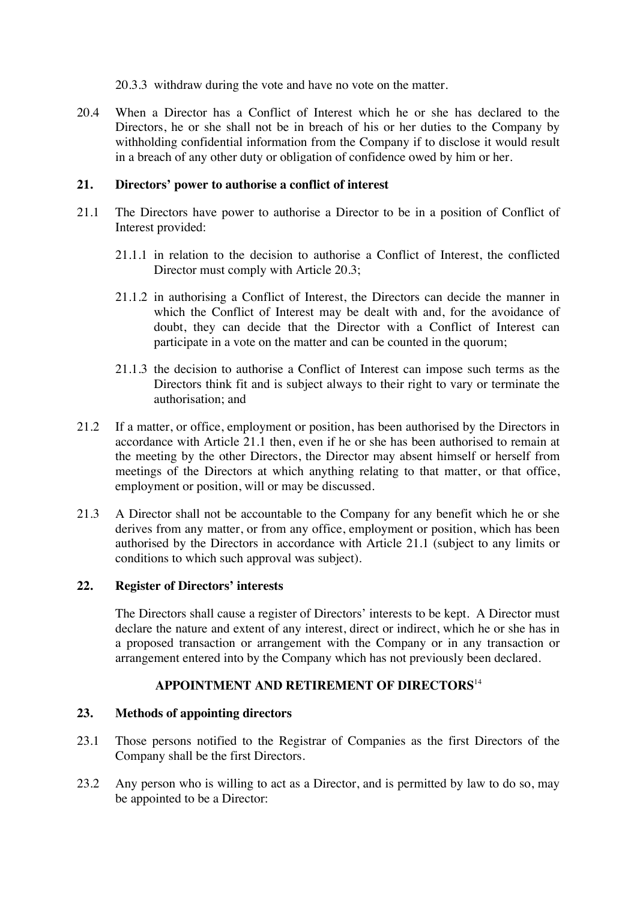20.3.3 withdraw during the vote and have no vote on the matter.

20.4 When a Director has a Conflict of Interest which he or she has declared to the Directors, he or she shall not be in breach of his or her duties to the Company by withholding confidential information from the Company if to disclose it would result in a breach of any other duty or obligation of confidence owed by him or her.

**21. Directors' power to authorise a conflict of interest**

21.1 The Directors have power to authorise a Director to be in a position of Conflict of Interest provided:

21.1.1 in relation to the decision to authorise a Conflict of Interest, the conflicted Director must comply with Article 20.3;

21.1.2 in authorising a Conflict of Interest, the Directors can decide the manner in which the Conflict of Interest may be dealt with and, for the avoidance of doubt, they can decide that the Director with a Conflict of Interest can participate in a vote on the matter and can be counted in the quorum;

21.1.3 the decision to authorise a Conflict of Interest can impose such terms as the Directors think fit and is subject always to their right to vary or terminate the authorisation; and

21.2 If a matter, or office, employment or position, has been authorised by the Directors in accordance with Article 21.1 then, even if he or she has been authorised to remain at the meeting by the other Directors, the Director may absent himself or herself from meetings of the Directors at which anything relating to that matter, or that office, employment or position, will or may be discussed.

21.3 A Director shall not be accountable to the Company for any benefit which he or she derives from any matter, or from any office, employment or position, which has been authorised by the Directors in accordance with Article 21.1 (subject to any limits or conditions to which such approval was subject).

**22. Register of Directors' interests**

The Directors shall cause a register of Directors' interests to be kept. A Director must declare the nature and extent of any interest, direct or indirect, which he or she has in a proposed transaction or arrangement with the Company or in any transaction or arrangement entered into by the Company which has not previously been declared.

**APPOINTMENT AND RETIREMENT OF DIRECTORS**[14]

**23. Methods of appointing directors**

23.1 Those persons notified to the Registrar of Companies as the first Directors of the Company shall be the first Directors.

23.2 Any person who is willing to act as a Director, and is permitted by law to do so, may be appointed to be a Director: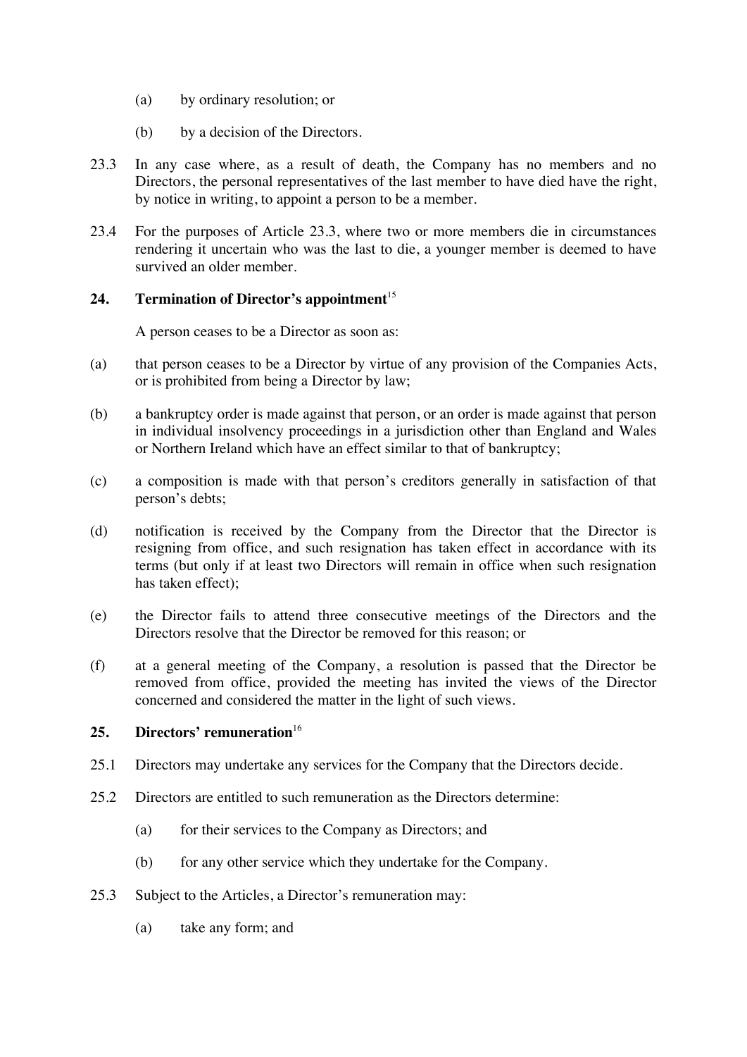(a) by ordinary resolution; or

(b) by a decision of the Directors.

23.3 In any case where, as a result of death, the Company has no members and no Directors, the personal representatives of the last member to have died have the right, by notice in writing, to appoint a person to be a member.

23.4 For the purposes of Article 23.3, where two or more members die in circumstances rendering it uncertain who was the last to die, a younger member is deemed to have survived an older member.

## 24. Termination of Director's appointment[15]

A person ceases to be a Director as soon as:

(a) that person ceases to be a Director by virtue of any provision of the Companies Acts, or is prohibited from being a Director by law;

(b) a bankruptcy order is made against that person, or an order is made against that person in individual insolvency proceedings in a jurisdiction other than England and Wales or Northern Ireland which have an effect similar to that of bankruptcy;

(c) a composition is made with that person's creditors generally in satisfaction of that person's debts;

(d) notification is received by the Company from the Director that the Director is resigning from office, and such resignation has taken effect in accordance with its terms (but only if at least two Directors will remain in office when such resignation has taken effect);

(e) the Director fails to attend three consecutive meetings of the Directors and the Directors resolve that the Director be removed for this reason; or

(f) at a general meeting of the Company, a resolution is passed that the Director be removed from office, provided the meeting has invited the views of the Director concerned and considered the matter in the light of such views.

## 25. Directors' remuneration[16]

25.1 Directors may undertake any services for the Company that the Directors decide.

25.2 Directors are entitled to such remuneration as the Directors determine:

(a) for their services to the Company as Directors; and

(b) for any other service which they undertake for the Company.

25.3 Subject to the Articles, a Director's remuneration may:

(a) take any form; and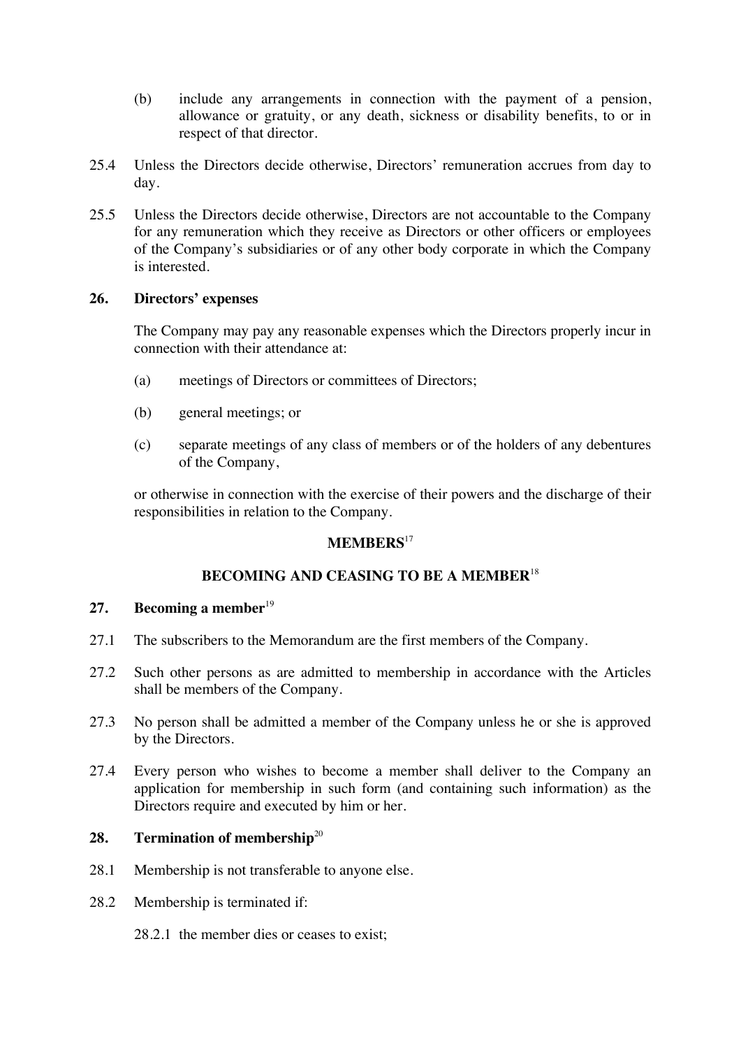(b) include any arrangements in connection with the payment of a pension, allowance or gratuity, or any death, sickness or disability benefits, to or in respect of that director.

25.4 Unless the Directors decide otherwise, Directors' remuneration accrues from day to day.

25.5 Unless the Directors decide otherwise, Directors are not accountable to the Company for any remuneration which they receive as Directors or other officers or employees of the Company's subsidiaries or of any other body corporate in which the Company is interested.

### 26. Directors' expenses

The Company may pay any reasonable expenses which the Directors properly incur in connection with their attendance at:

(a) meetings of Directors or committees of Directors;

(b) general meetings; or

(c) separate meetings of any class of members or of the holders of any debentures of the Company,

or otherwise in connection with the exercise of their powers and the discharge of their responsibilities in relation to the Company.

## MEMBERS[17]

## BECOMING AND CEASING TO BE A MEMBER[18]

### 27. Becoming a member[19]

27.1 The subscribers to the Memorandum are the first members of the Company.

27.2 Such other persons as are admitted to membership in accordance with the Articles shall be members of the Company.

27.3 No person shall be admitted a member of the Company unless he or she is approved by the Directors.

27.4 Every person who wishes to become a member shall deliver to the Company an application for membership in such form (and containing such information) as the Directors require and executed by him or her.

### 28. Termination of membership[20]

28.1 Membership is not transferable to anyone else.

28.2 Membership is terminated if:

28.2.1 the member dies or ceases to exist;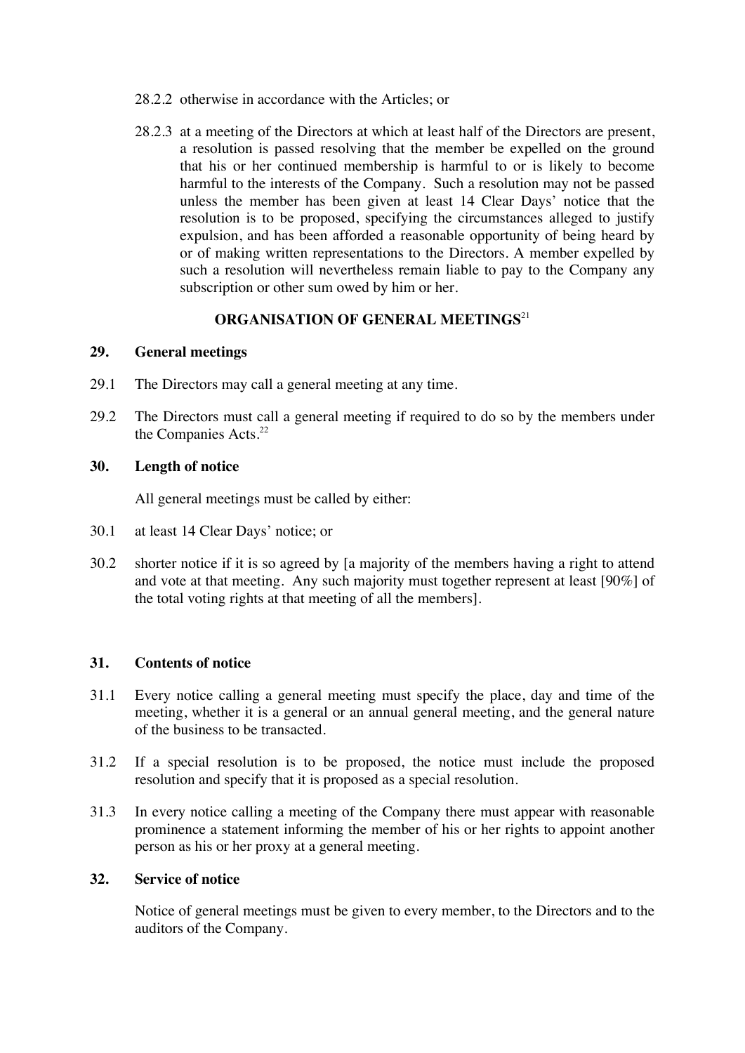28.2.2 otherwise in accordance with the Articles; or

28.2.3 at a meeting of the Directors at which at least half of the Directors are present, a resolution is passed resolving that the member be expelled on the ground that his or her continued membership is harmful to or is likely to become harmful to the interests of the Company. Such a resolution may not be passed unless the member has been given at least 14 Clear Days' notice that the resolution is to be proposed, specifying the circumstances alleged to justify expulsion, and has been afforded a reasonable opportunity of being heard by or of making written representations to the Directors. A member expelled by such a resolution will nevertheless remain liable to pay to the Company any subscription or other sum owed by him or her.

## ORGANISATION OF GENERAL MEETINGS[21]

### 29. General meetings

29.1 The Directors may call a general meeting at any time.

29.2 The Directors must call a general meeting if required to do so by the members under the Companies Acts.[22]

### 30. Length of notice

All general meetings must be called by either:

30.1 at least 14 Clear Days' notice; or

30.2 shorter notice if it is so agreed by [a majority of the members having a right to attend and vote at that meeting. Any such majority must together represent at least [90%] of the total voting rights at that meeting of all the members].

### 31. Contents of notice

31.1 Every notice calling a general meeting must specify the place, day and time of the meeting, whether it is a general or an annual general meeting, and the general nature of the business to be transacted.

31.2 If a special resolution is to be proposed, the notice must include the proposed resolution and specify that it is proposed as a special resolution.

31.3 In every notice calling a meeting of the Company there must appear with reasonable prominence a statement informing the member of his or her rights to appoint another person as his or her proxy at a general meeting.

### 32. Service of notice

Notice of general meetings must be given to every member, to the Directors and to the auditors of the Company.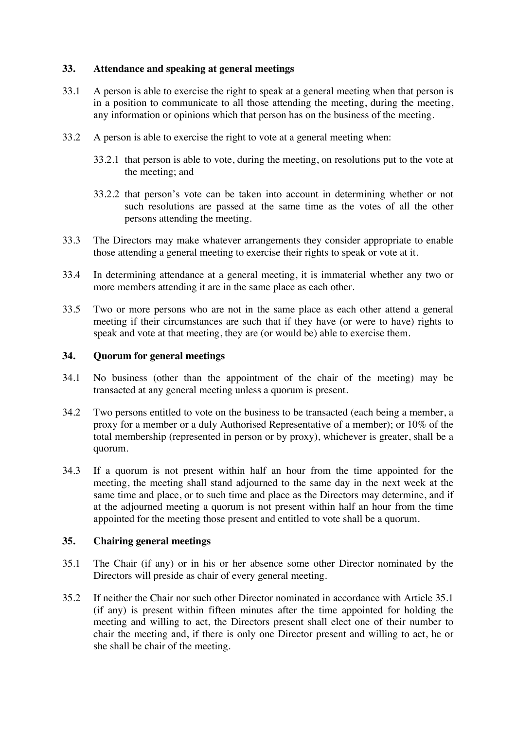## 33. Attendance and speaking at general meetings

33.1 A person is able to exercise the right to speak at a general meeting when that person is in a position to communicate to all those attending the meeting, during the meeting, any information or opinions which that person has on the business of the meeting.

33.2 A person is able to exercise the right to vote at a general meeting when:

33.2.1 that person is able to vote, during the meeting, on resolutions put to the vote at the meeting; and

33.2.2 that person's vote can be taken into account in determining whether or not such resolutions are passed at the same time as the votes of all the other persons attending the meeting.

33.3 The Directors may make whatever arrangements they consider appropriate to enable those attending a general meeting to exercise their rights to speak or vote at it.

33.4 In determining attendance at a general meeting, it is immaterial whether any two or more members attending it are in the same place as each other.

33.5 Two or more persons who are not in the same place as each other attend a general meeting if their circumstances are such that if they have (or were to have) rights to speak and vote at that meeting, they are (or would be) able to exercise them.

## 34. Quorum for general meetings

34.1 No business (other than the appointment of the chair of the meeting) may be transacted at any general meeting unless a quorum is present.

34.2 Two persons entitled to vote on the business to be transacted (each being a member, a proxy for a member or a duly Authorised Representative of a member); or 10% of the total membership (represented in person or by proxy), whichever is greater, shall be a quorum.

34.3 If a quorum is not present within half an hour from the time appointed for the meeting, the meeting shall stand adjourned to the same day in the next week at the same time and place, or to such time and place as the Directors may determine, and if at the adjourned meeting a quorum is not present within half an hour from the time appointed for the meeting those present and entitled to vote shall be a quorum.

## 35. Chairing general meetings

35.1 The Chair (if any) or in his or her absence some other Director nominated by the Directors will preside as chair of every general meeting.

35.2 If neither the Chair nor such other Director nominated in accordance with Article 35.1 (if any) is present within fifteen minutes after the time appointed for holding the meeting and willing to act, the Directors present shall elect one of their number to chair the meeting and, if there is only one Director present and willing to act, he or she shall be chair of the meeting.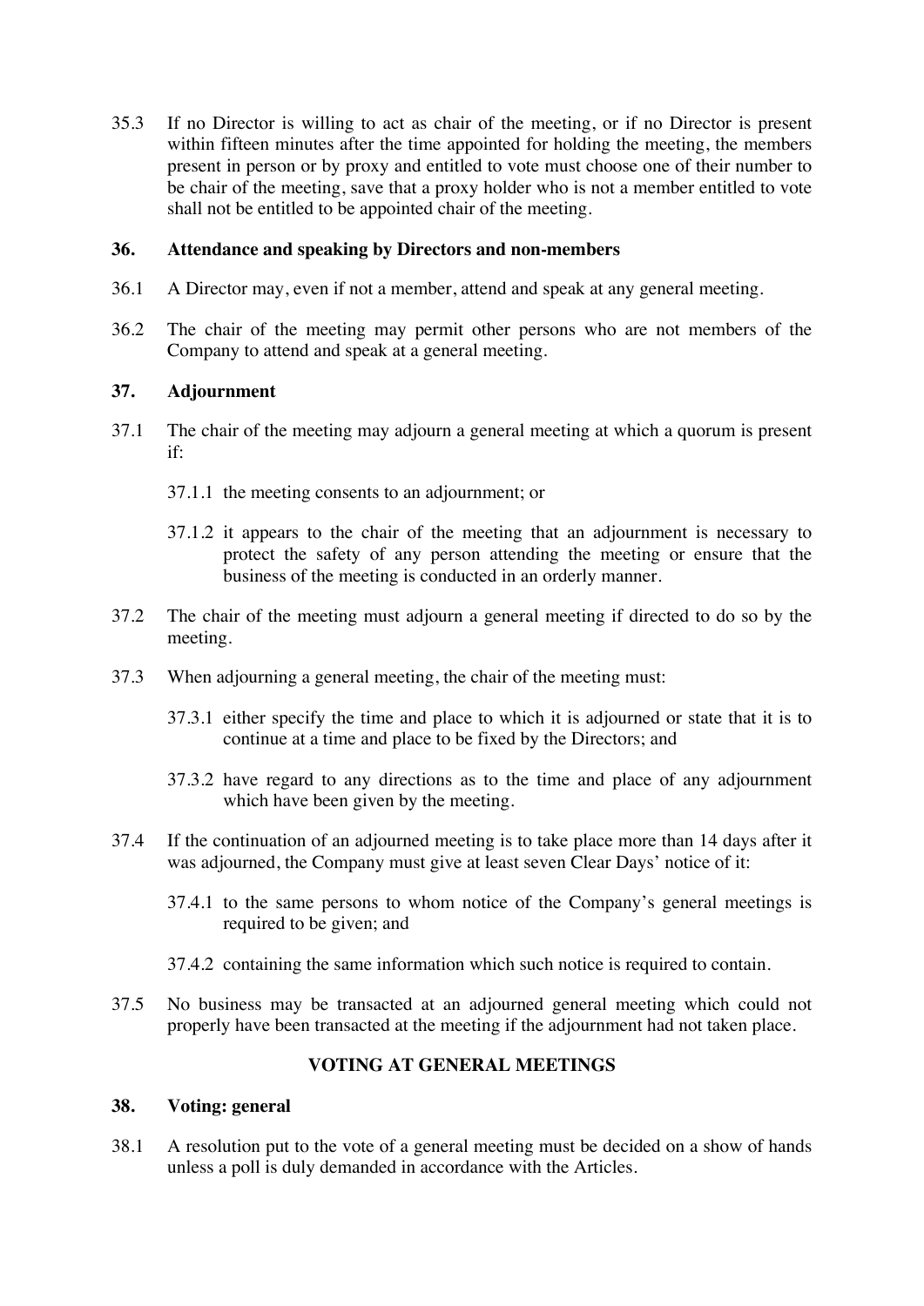35.3 If no Director is willing to act as chair of the meeting, or if no Director is present within fifteen minutes after the time appointed for holding the meeting, the members present in person or by proxy and entitled to vote must choose one of their number to be chair of the meeting, save that a proxy holder who is not a member entitled to vote shall not be entitled to be appointed chair of the meeting.

### 36. Attendance and speaking by Directors and non-members

36.1 A Director may, even if not a member, attend and speak at any general meeting.

36.2 The chair of the meeting may permit other persons who are not members of the Company to attend and speak at a general meeting.

### 37. Adjournment

37.1 The chair of the meeting may adjourn a general meeting at which a quorum is present if:

37.1.1 the meeting consents to an adjournment; or

37.1.2 it appears to the chair of the meeting that an adjournment is necessary to protect the safety of any person attending the meeting or ensure that the business of the meeting is conducted in an orderly manner.

37.2 The chair of the meeting must adjourn a general meeting if directed to do so by the meeting.

37.3 When adjourning a general meeting, the chair of the meeting must:

37.3.1 either specify the time and place to which it is adjourned or state that it is to continue at a time and place to be fixed by the Directors; and

37.3.2 have regard to any directions as to the time and place of any adjournment which have been given by the meeting.

37.4 If the continuation of an adjourned meeting is to take place more than 14 days after it was adjourned, the Company must give at least seven Clear Days' notice of it:

37.4.1 to the same persons to whom notice of the Company's general meetings is required to be given; and

37.4.2 containing the same information which such notice is required to contain.

37.5 No business may be transacted at an adjourned general meeting which could not properly have been transacted at the meeting if the adjournment had not taken place.

## VOTING AT GENERAL MEETINGS

### 38. Voting: general

38.1 A resolution put to the vote of a general meeting must be decided on a show of hands unless a poll is duly demanded in accordance with the Articles.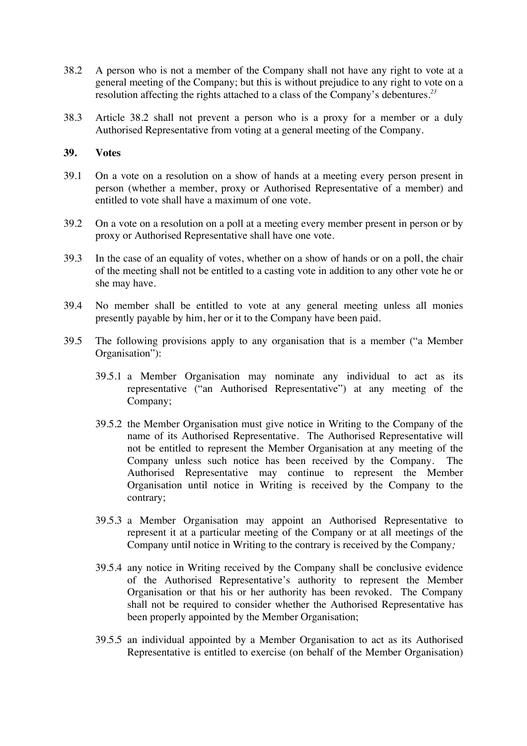38.2 A person who is not a member of the Company shall not have any right to vote at a general meeting of the Company; but this is without prejudice to any right to vote on a resolution affecting the rights attached to a class of the Company's debentures.[23]

38.3 Article 38.2 shall not prevent a person who is a proxy for a member or a duly Authorised Representative from voting at a general meeting of the Company.

**39. Votes**

39.1 On a vote on a resolution on a show of hands at a meeting every person present in person (whether a member, proxy or Authorised Representative of a member) and entitled to vote shall have a maximum of one vote.

39.2 On a vote on a resolution on a poll at a meeting every member present in person or by proxy or Authorised Representative shall have one vote.

39.3 In the case of an equality of votes, whether on a show of hands or on a poll, the chair of the meeting shall not be entitled to a casting vote in addition to any other vote he or she may have.

39.4 No member shall be entitled to vote at any general meeting unless all monies presently payable by him, her or it to the Company have been paid.

39.5 The following provisions apply to any organisation that is a member ("a Member Organisation"):

39.5.1 a Member Organisation may nominate any individual to act as its representative ("an Authorised Representative") at any meeting of the Company;

39.5.2 the Member Organisation must give notice in Writing to the Company of the name of its Authorised Representative. The Authorised Representative will not be entitled to represent the Member Organisation at any meeting of the Company unless such notice has been received by the Company. The Authorised Representative may continue to represent the Member Organisation until notice in Writing is received by the Company to the contrary;

39.5.3 a Member Organisation may appoint an Authorised Representative to represent it at a particular meeting of the Company or at all meetings of the Company until notice in Writing to the contrary is received by the Company;

39.5.4 any notice in Writing received by the Company shall be conclusive evidence of the Authorised Representative's authority to represent the Member Organisation or that his or her authority has been revoked. The Company shall not be required to consider whether the Authorised Representative has been properly appointed by the Member Organisation;

39.5.5 an individual appointed by a Member Organisation to act as its Authorised Representative is entitled to exercise (on behalf of the Member Organisation)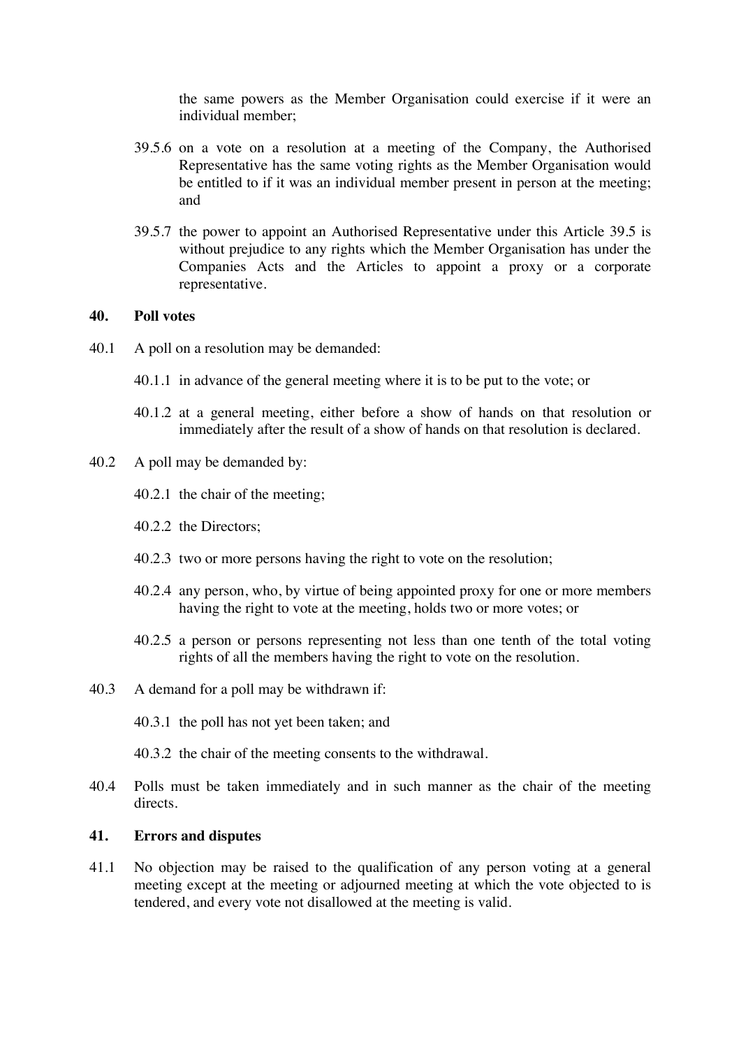the same powers as the Member Organisation could exercise if it were an individual member;

39.5.6 on a vote on a resolution at a meeting of the Company, the Authorised Representative has the same voting rights as the Member Organisation would be entitled to if it was an individual member present in person at the meeting; and

39.5.7 the power to appoint an Authorised Representative under this Article 39.5 is without prejudice to any rights which the Member Organisation has under the Companies Acts and the Articles to appoint a proxy or a corporate representative.

## 40. Poll votes

40.1 A poll on a resolution may be demanded:

40.1.1 in advance of the general meeting where it is to be put to the vote; or

40.1.2 at a general meeting, either before a show of hands on that resolution or immediately after the result of a show of hands on that resolution is declared.

40.2 A poll may be demanded by:

40.2.1 the chair of the meeting;

40.2.2 the Directors;

40.2.3 two or more persons having the right to vote on the resolution;

40.2.4 any person, who, by virtue of being appointed proxy for one or more members having the right to vote at the meeting, holds two or more votes; or

40.2.5 a person or persons representing not less than one tenth of the total voting rights of all the members having the right to vote on the resolution.

40.3 A demand for a poll may be withdrawn if:

40.3.1 the poll has not yet been taken; and

40.3.2 the chair of the meeting consents to the withdrawal.

40.4 Polls must be taken immediately and in such manner as the chair of the meeting directs.

## 41. Errors and disputes

41.1 No objection may be raised to the qualification of any person voting at a general meeting except at the meeting or adjourned meeting at which the vote objected to is tendered, and every vote not disallowed at the meeting is valid.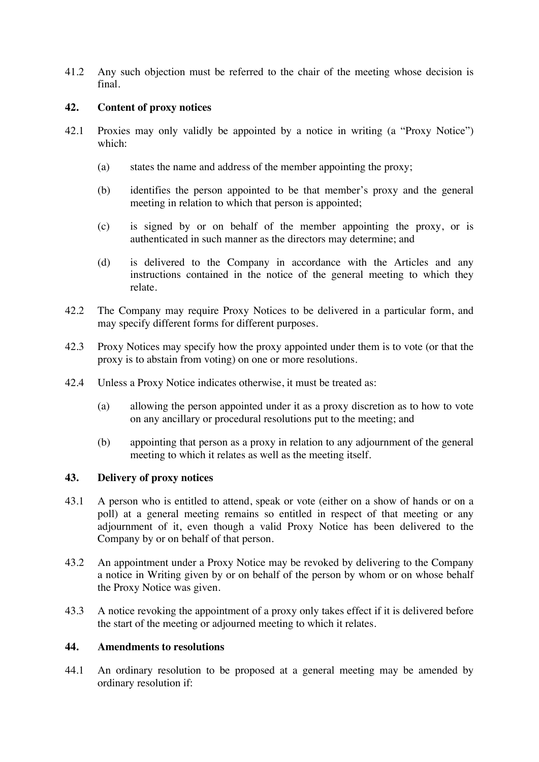41.2 Any such objection must be referred to the chair of the meeting whose decision is final.

## 42. Content of proxy notices

42.1 Proxies may only validly be appointed by a notice in writing (a "Proxy Notice") which:

(a) states the name and address of the member appointing the proxy;

(b) identifies the person appointed to be that member's proxy and the general meeting in relation to which that person is appointed;

(c) is signed by or on behalf of the member appointing the proxy, or is authenticated in such manner as the directors may determine; and

(d) is delivered to the Company in accordance with the Articles and any instructions contained in the notice of the general meeting to which they relate.

42.2 The Company may require Proxy Notices to be delivered in a particular form, and may specify different forms for different purposes.

42.3 Proxy Notices may specify how the proxy appointed under them is to vote (or that the proxy is to abstain from voting) on one or more resolutions.

42.4 Unless a Proxy Notice indicates otherwise, it must be treated as:

(a) allowing the person appointed under it as a proxy discretion as to how to vote on any ancillary or procedural resolutions put to the meeting; and

(b) appointing that person as a proxy in relation to any adjournment of the general meeting to which it relates as well as the meeting itself.

## 43. Delivery of proxy notices

43.1 A person who is entitled to attend, speak or vote (either on a show of hands or on a poll) at a general meeting remains so entitled in respect of that meeting or any adjournment of it, even though a valid Proxy Notice has been delivered to the Company by or on behalf of that person.

43.2 An appointment under a Proxy Notice may be revoked by delivering to the Company a notice in Writing given by or on behalf of the person by whom or on whose behalf the Proxy Notice was given.

43.3 A notice revoking the appointment of a proxy only takes effect if it is delivered before the start of the meeting or adjourned meeting to which it relates.

## 44. Amendments to resolutions

44.1 An ordinary resolution to be proposed at a general meeting may be amended by ordinary resolution if: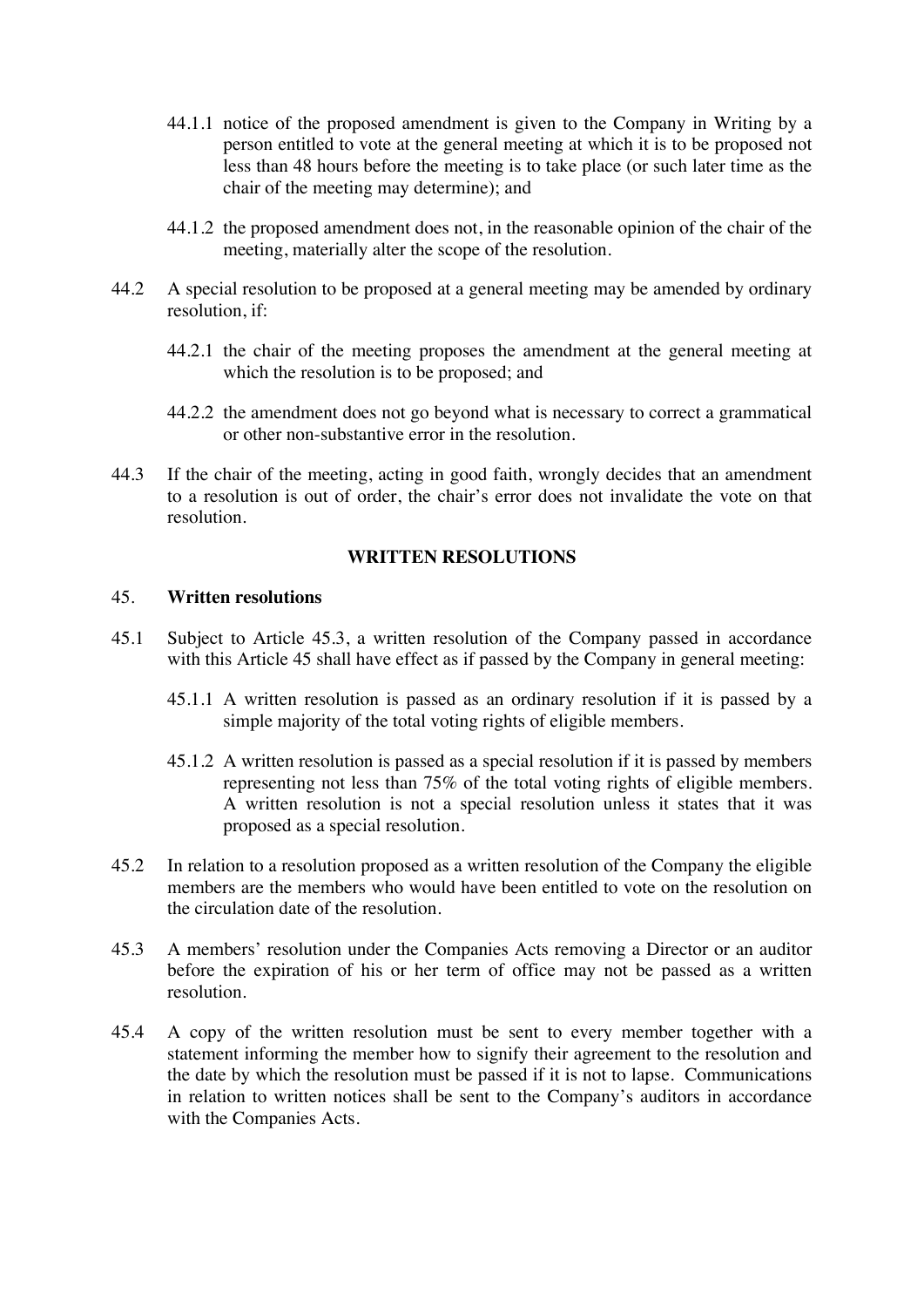44.1.1 notice of the proposed amendment is given to the Company in Writing by a person entitled to vote at the general meeting at which it is to be proposed not less than 48 hours before the meeting is to take place (or such later time as the chair of the meeting may determine); and

44.1.2 the proposed amendment does not, in the reasonable opinion of the chair of the meeting, materially alter the scope of the resolution.

44.2 A special resolution to be proposed at a general meeting may be amended by ordinary resolution, if:

44.2.1 the chair of the meeting proposes the amendment at the general meeting at which the resolution is to be proposed; and

44.2.2 the amendment does not go beyond what is necessary to correct a grammatical or other non-substantive error in the resolution.

44.3 If the chair of the meeting, acting in good faith, wrongly decides that an amendment to a resolution is out of order, the chair's error does not invalidate the vote on that resolution.

## WRITTEN RESOLUTIONS

### 45. Written resolutions

45.1 Subject to Article 45.3, a written resolution of the Company passed in accordance with this Article 45 shall have effect as if passed by the Company in general meeting:

45.1.1 A written resolution is passed as an ordinary resolution if it is passed by a simple majority of the total voting rights of eligible members.

45.1.2 A written resolution is passed as a special resolution if it is passed by members representing not less than 75% of the total voting rights of eligible members. A written resolution is not a special resolution unless it states that it was proposed as a special resolution.

45.2 In relation to a resolution proposed as a written resolution of the Company the eligible members are the members who would have been entitled to vote on the resolution on the circulation date of the resolution.

45.3 A members' resolution under the Companies Acts removing a Director or an auditor before the expiration of his or her term of office may not be passed as a written resolution.

45.4 A copy of the written resolution must be sent to every member together with a statement informing the member how to signify their agreement to the resolution and the date by which the resolution must be passed if it is not to lapse. Communications in relation to written notices shall be sent to the Company's auditors in accordance with the Companies Acts.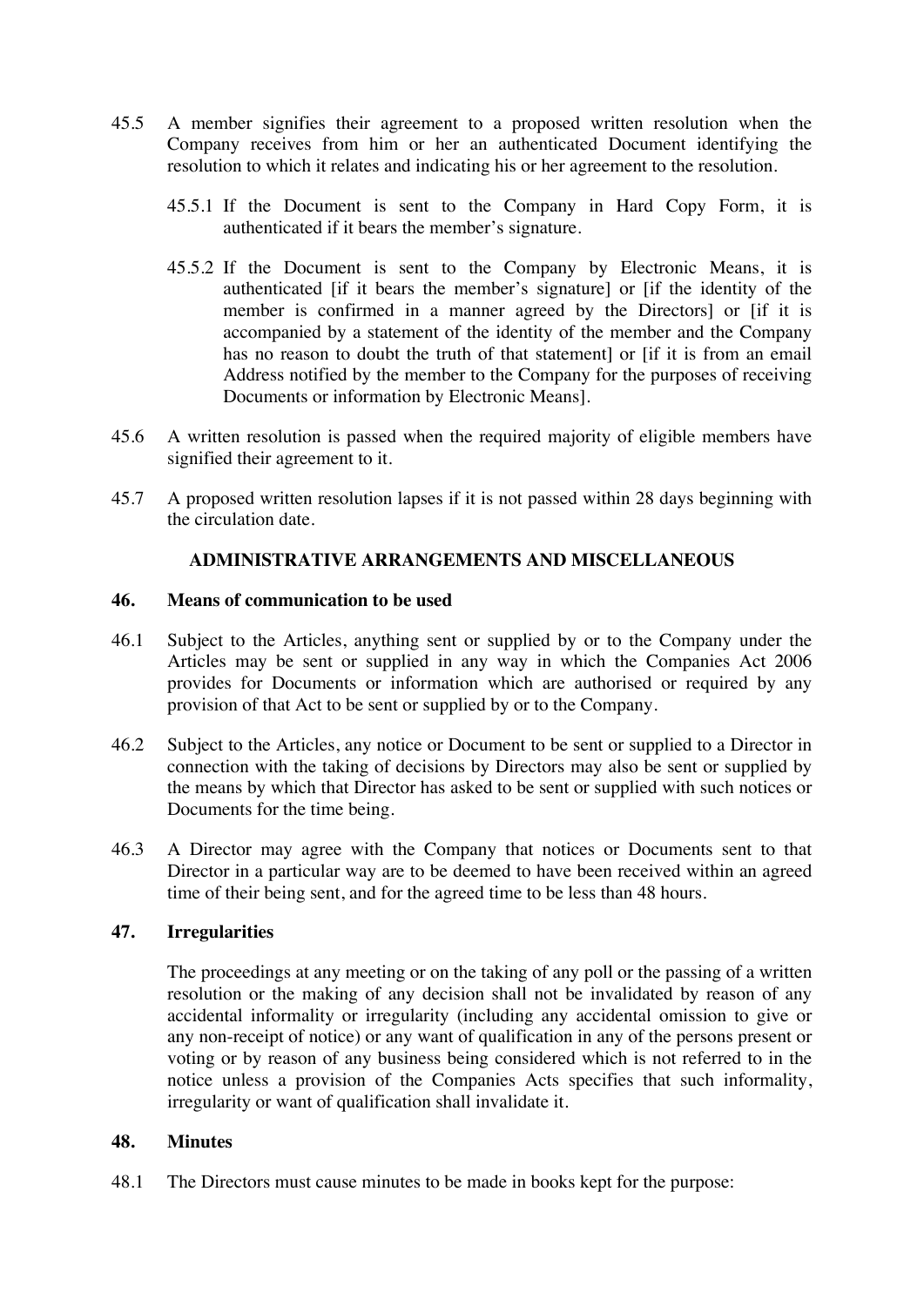45.5 A member signifies their agreement to a proposed written resolution when the Company receives from him or her an authenticated Document identifying the resolution to which it relates and indicating his or her agreement to the resolution.

45.5.1 If the Document is sent to the Company in Hard Copy Form, it is authenticated if it bears the member's signature.

45.5.2 If the Document is sent to the Company by Electronic Means, it is authenticated [if it bears the member's signature] or [if the identity of the member is confirmed in a manner agreed by the Directors] or [if it is accompanied by a statement of the identity of the member and the Company has no reason to doubt the truth of that statement] or [if it is from an email Address notified by the member to the Company for the purposes of receiving Documents or information by Electronic Means].

45.6 A written resolution is passed when the required majority of eligible members have signified their agreement to it.

45.7 A proposed written resolution lapses if it is not passed within 28 days beginning with the circulation date.

## ADMINISTRATIVE ARRANGEMENTS AND MISCELLANEOUS

### 46. Means of communication to be used

46.1 Subject to the Articles, anything sent or supplied by or to the Company under the Articles may be sent or supplied in any way in which the Companies Act 2006 provides for Documents or information which are authorised or required by any provision of that Act to be sent or supplied by or to the Company.

46.2 Subject to the Articles, any notice or Document to be sent or supplied to a Director in connection with the taking of decisions by Directors may also be sent or supplied by the means by which that Director has asked to be sent or supplied with such notices or Documents for the time being.

46.3 A Director may agree with the Company that notices or Documents sent to that Director in a particular way are to be deemed to have been received within an agreed time of their being sent, and for the agreed time to be less than 48 hours.

### 47. Irregularities

The proceedings at any meeting or on the taking of any poll or the passing of a written resolution or the making of any decision shall not be invalidated by reason of any accidental informality or irregularity (including any accidental omission to give or any non-receipt of notice) or any want of qualification in any of the persons present or voting or by reason of any business being considered which is not referred to in the notice unless a provision of the Companies Acts specifies that such informality, irregularity or want of qualification shall invalidate it.

### 48. Minutes

48.1 The Directors must cause minutes to be made in books kept for the purpose: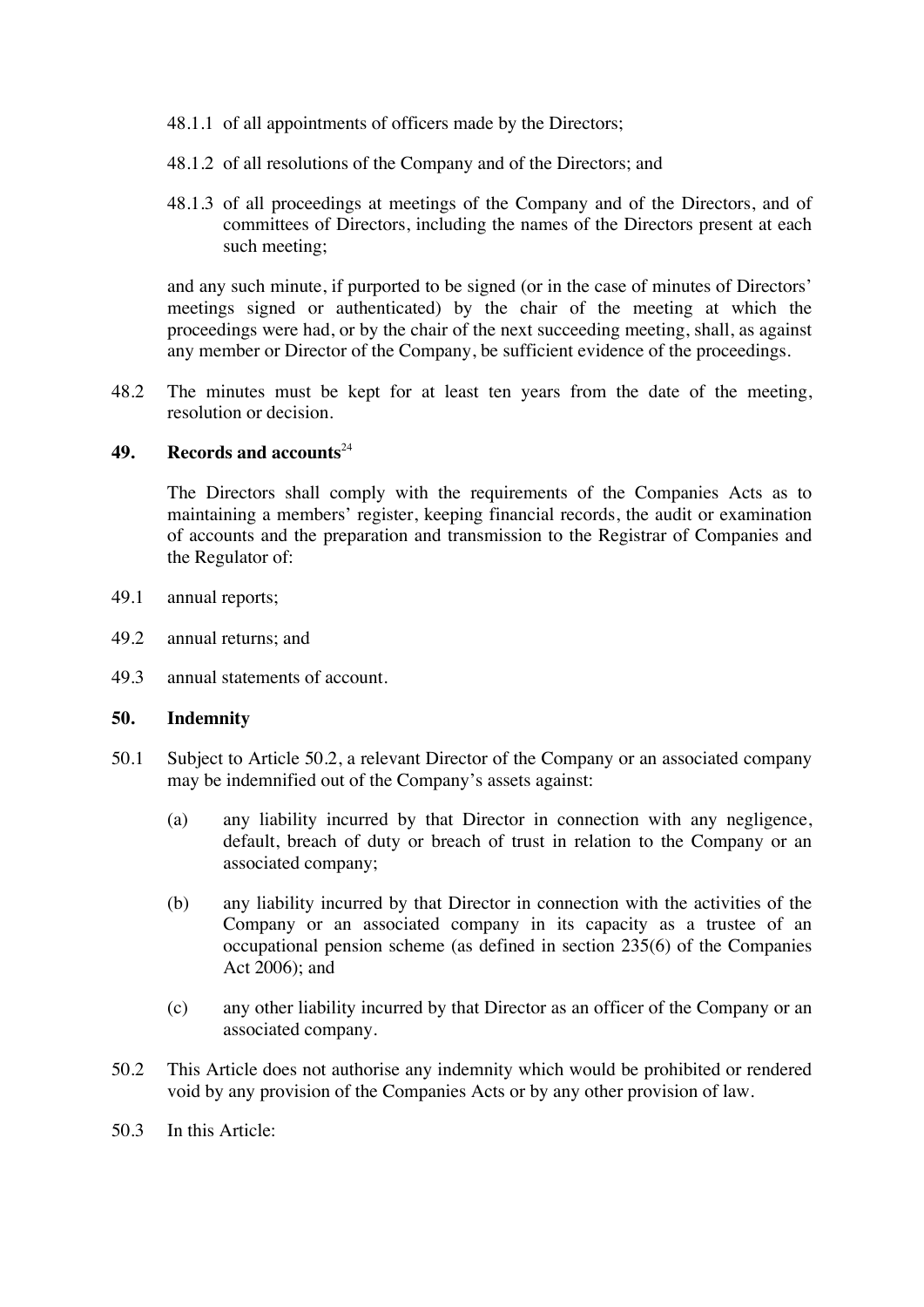48.1.1 of all appointments of officers made by the Directors;

48.1.2 of all resolutions of the Company and of the Directors; and

48.1.3 of all proceedings at meetings of the Company and of the Directors, and of committees of Directors, including the names of the Directors present at each such meeting;

and any such minute, if purported to be signed (or in the case of minutes of Directors' meetings signed or authenticated) by the chair of the meeting at which the proceedings were had, or by the chair of the next succeeding meeting, shall, as against any member or Director of the Company, be sufficient evidence of the proceedings.

48.2 The minutes must be kept for at least ten years from the date of the meeting, resolution or decision.

## 49. Records and accounts[24]

The Directors shall comply with the requirements of the Companies Acts as to maintaining a members' register, keeping financial records, the audit or examination of accounts and the preparation and transmission to the Registrar of Companies and the Regulator of:

49.1 annual reports;

49.2 annual returns; and

49.3 annual statements of account.

## 50. Indemnity

50.1 Subject to Article 50.2, a relevant Director of the Company or an associated company may be indemnified out of the Company's assets against:

(a) any liability incurred by that Director in connection with any negligence, default, breach of duty or breach of trust in relation to the Company or an associated company;

(b) any liability incurred by that Director in connection with the activities of the Company or an associated company in its capacity as a trustee of an occupational pension scheme (as defined in section 235(6) of the Companies Act 2006); and

(c) any other liability incurred by that Director as an officer of the Company or an associated company.

50.2 This Article does not authorise any indemnity which would be prohibited or rendered void by any provision of the Companies Acts or by any other provision of law.

50.3 In this Article: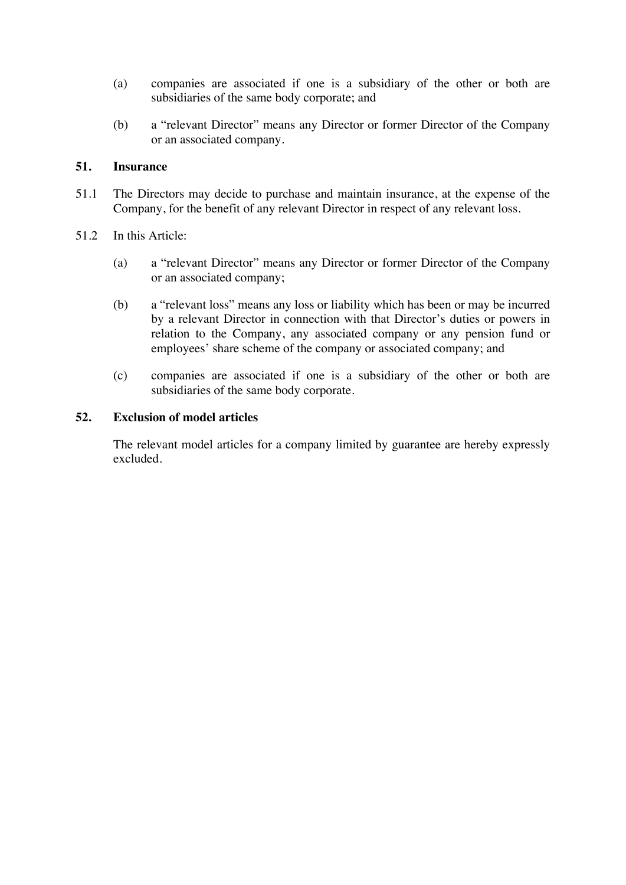(a) companies are associated if one is a subsidiary of the other or both are subsidiaries of the same body corporate; and

(b) a "relevant Director" means any Director or former Director of the Company or an associated company.

## 51. Insurance

51.1 The Directors may decide to purchase and maintain insurance, at the expense of the Company, for the benefit of any relevant Director in respect of any relevant loss.

51.2 In this Article:

(a) a "relevant Director" means any Director or former Director of the Company or an associated company;

(b) a "relevant loss" means any loss or liability which has been or may be incurred by a relevant Director in connection with that Director's duties or powers in relation to the Company, any associated company or any pension fund or employees' share scheme of the company or associated company; and

(c) companies are associated if one is a subsidiary of the other or both are subsidiaries of the same body corporate.

## 52. Exclusion of model articles

The relevant model articles for a company limited by guarantee are hereby expressly excluded.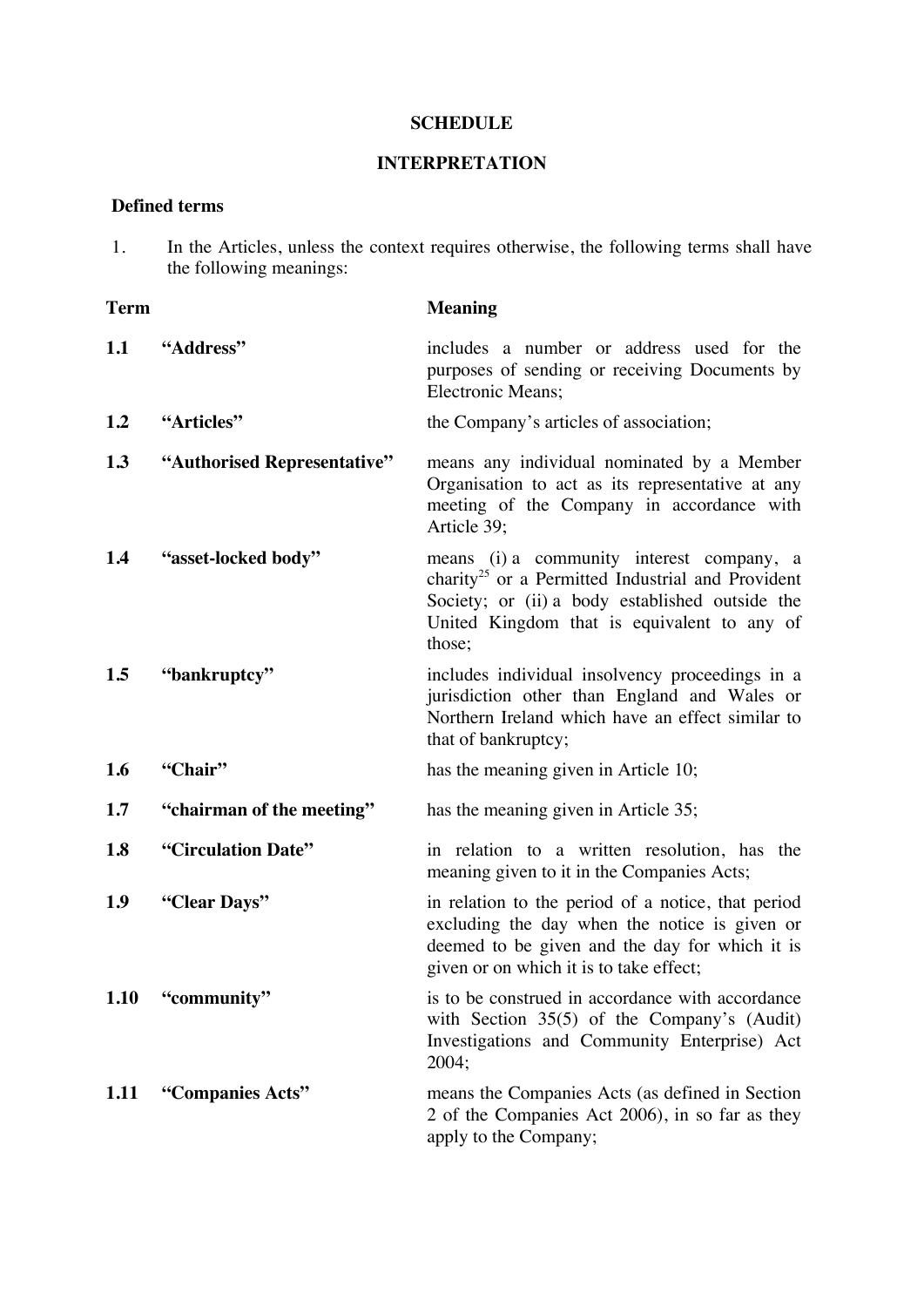# SCHEDULE

## INTERPRETATION

### Defined terms

1. In the Articles, unless the context requires otherwise, the following terms shall have the following meanings:

| | Term | Meaning |
|---|---|---|
| **1.1** | **"Address"** | includes a number or address used for the purposes of sending or receiving Documents by Electronic Means; |
| **1.2** | **"Articles"** | the Company's articles of association; |
| **1.3** | **"Authorised Representative"** | means any individual nominated by a Member Organisation to act as its representative at any meeting of the Company in accordance with Article 39; |
| **1.4** | **"asset-locked body"** | means (i) a community interest company, a charity[25] or a Permitted Industrial and Provident Society; or (ii) a body established outside the United Kingdom that is equivalent to any of those; |
| **1.5** | **"bankruptcy"** | includes individual insolvency proceedings in a jurisdiction other than England and Wales or Northern Ireland which have an effect similar to that of bankruptcy; |
| **1.6** | **"Chair"** | has the meaning given in Article 10; |
| **1.7** | **"chairman of the meeting"** | has the meaning given in Article 35; |
| **1.8** | **"Circulation Date"** | in relation to a written resolution, has the meaning given to it in the Companies Acts; |
| **1.9** | **"Clear Days"** | in relation to the period of a notice, that period excluding the day when the notice is given or deemed to be given and the day for which it is given or on which it is to take effect; |
| **1.10** | **"community"** | is to be construed in accordance with accordance with Section 35(5) of the Company's (Audit) Investigations and Community Enterprise) Act 2004; |
| **1.11** | **"Companies Acts"** | means the Companies Acts (as defined in Section 2 of the Companies Act 2006), in so far as they apply to the Company; |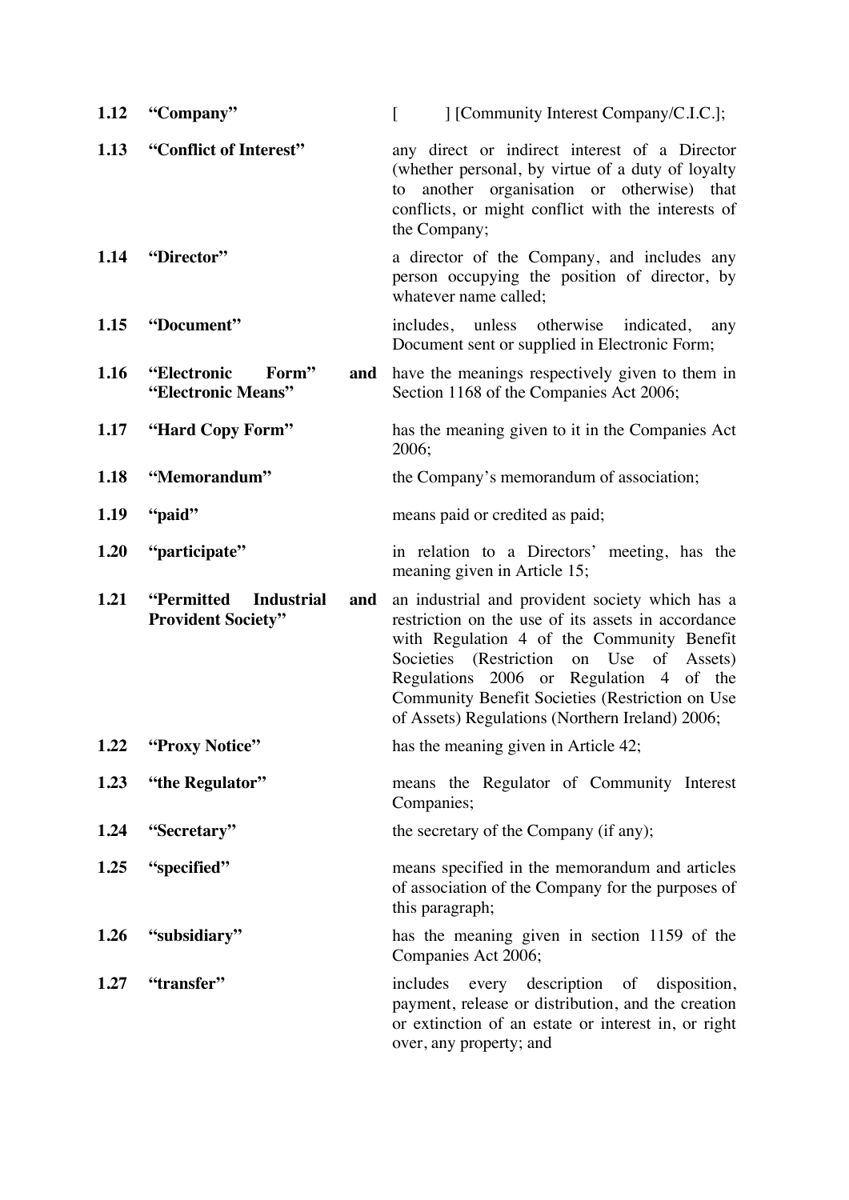| | | |
|---|---|---|
| **1.12** | **"Company"** | [ ] [Community Interest Company/C.I.C.]; |
| **1.13** | **"Conflict of Interest"** | any direct or indirect interest of a Director (whether personal, by virtue of a duty of loyalty to another organisation or otherwise) that conflicts, or might conflict with the interests of the Company; |
| **1.14** | **"Director"** | a director of the Company, and includes any person occupying the position of director, by whatever name called; |
| **1.15** | **"Document"** | includes, unless otherwise indicated, any Document sent or supplied in Electronic Form; |
| **1.16** | **"Electronic Form" and "Electronic Means"** | have the meanings respectively given to them in Section 1168 of the Companies Act 2006; |
| **1.17** | **"Hard Copy Form"** | has the meaning given to it in the Companies Act 2006; |
| **1.18** | **"Memorandum"** | the Company's memorandum of association; |
| **1.19** | **"paid"** | means paid or credited as paid; |
| **1.20** | **"participate"** | in relation to a Directors' meeting, has the meaning given in Article 15; |
| **1.21** | **"Permitted Industrial and Provident Society"** | an industrial and provident society which has a restriction on the use of its assets in accordance with Regulation 4 of the Community Benefit Societies (Restriction on Use of Assets) Regulations 2006 or Regulation 4 of the Community Benefit Societies (Restriction on Use of Assets) Regulations (Northern Ireland) 2006; |
| **1.22** | **"Proxy Notice"** | has the meaning given in Article 42; |
| **1.23** | **"the Regulator"** | means the Regulator of Community Interest Companies; |
| **1.24** | **"Secretary"** | the secretary of the Company (if any); |
| **1.25** | **"specified"** | means specified in the memorandum and articles of association of the Company for the purposes of this paragraph; |
| **1.26** | **"subsidiary"** | has the meaning given in section 1159 of the Companies Act 2006; |
| **1.27** | **"transfer"** | includes every description of disposition, payment, release or distribution, and the creation or extinction of an estate or interest in, or right over, any property; and |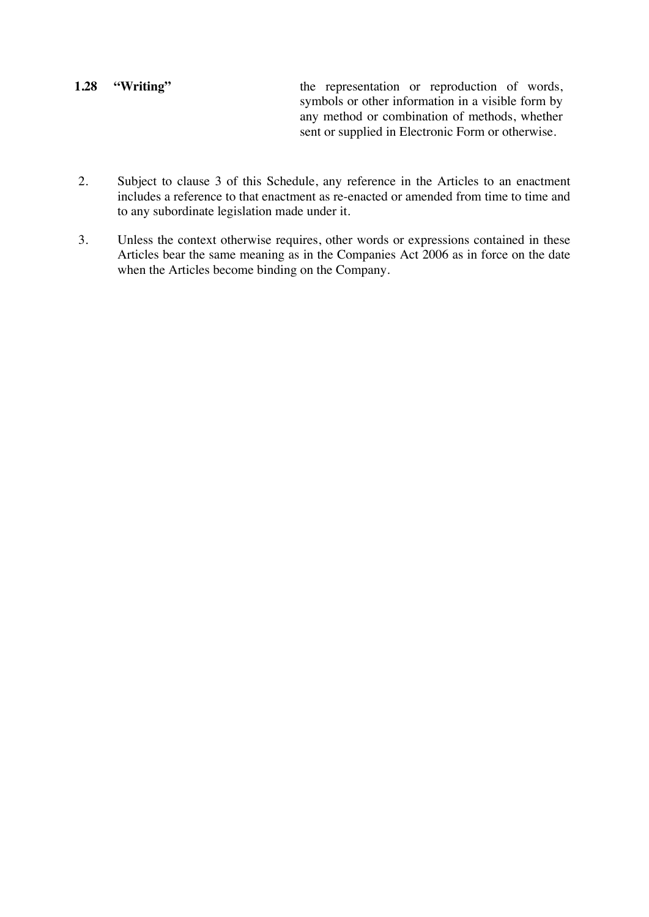**1.28 "Writing"** the representation or reproduction of words, symbols or other information in a visible form by any method or combination of methods, whether sent or supplied in Electronic Form or otherwise.

2. Subject to clause 3 of this Schedule, any reference in the Articles to an enactment includes a reference to that enactment as re-enacted or amended from time to time and to any subordinate legislation made under it.

3. Unless the context otherwise requires, other words or expressions contained in these Articles bear the same meaning as in the Companies Act 2006 as in force on the date when the Articles become binding on the Company.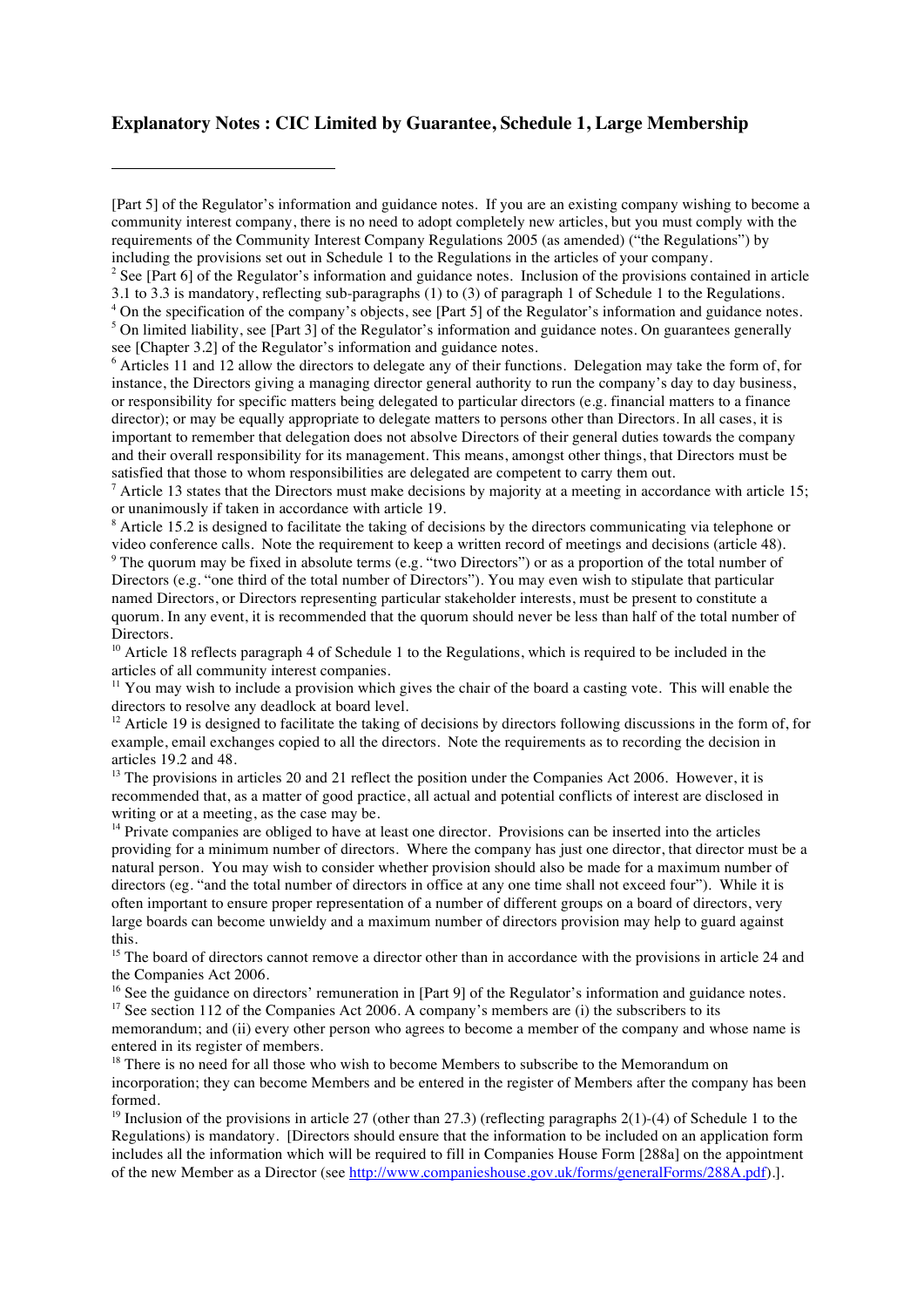**Explanatory Notes : CIC Limited by Guarantee, Schedule 1, Large Membership**

---

[Part 5] of the Regulator's information and guidance notes. If you are an existing company wishing to become a community interest company, there is no need to adopt completely new articles, but you must comply with the requirements of the Community Interest Company Regulations 2005 (as amended) ("the Regulations") by including the provisions set out in Schedule 1 to the Regulations in the articles of your company.

[2] See [Part 6] of the Regulator's information and guidance notes. Inclusion of the provisions contained in article 3.1 to 3.3 is mandatory, reflecting sub-paragraphs (1) to (3) of paragraph 1 of Schedule 1 to the Regulations.

[4] On the specification of the company's objects, see [Part 5] of the Regulator's information and guidance notes.

[5] On limited liability, see [Part 3] of the Regulator's information and guidance notes. On guarantees generally see [Chapter 3.2] of the Regulator's information and guidance notes.

[6] Articles 11 and 12 allow the directors to delegate any of their functions. Delegation may take the form of, for instance, the Directors giving a managing director general authority to run the company's day to day business, or responsibility for specific matters being delegated to particular directors (e.g. financial matters to a finance director); or may be equally appropriate to delegate matters to persons other than Directors. In all cases, it is important to remember that delegation does not absolve Directors of their general duties towards the company and their overall responsibility for its management. This means, amongst other things, that Directors must be satisfied that those to whom responsibilities are delegated are competent to carry them out.

[7] Article 13 states that the Directors must make decisions by majority at a meeting in accordance with article 15; or unanimously if taken in accordance with article 19.

[8] Article 15.2 is designed to facilitate the taking of decisions by the directors communicating via telephone or video conference calls. Note the requirement to keep a written record of meetings and decisions (article 48).

[9] The quorum may be fixed in absolute terms (e.g. "two Directors") or as a proportion of the total number of Directors (e.g. "one third of the total number of Directors"). You may even wish to stipulate that particular named Directors, or Directors representing particular stakeholder interests, must be present to constitute a quorum. In any event, it is recommended that the quorum should never be less than half of the total number of Directors.

[10] Article 18 reflects paragraph 4 of Schedule 1 to the Regulations, which is required to be included in the articles of all community interest companies.

[11] You may wish to include a provision which gives the chair of the board a casting vote. This will enable the directors to resolve any deadlock at board level.

[12] Article 19 is designed to facilitate the taking of decisions by directors following discussions in the form of, for example, email exchanges copied to all the directors. Note the requirements as to recording the decision in articles 19.2 and 48.

[13] The provisions in articles 20 and 21 reflect the position under the Companies Act 2006. However, it is recommended that, as a matter of good practice, all actual and potential conflicts of interest are disclosed in writing or at a meeting, as the case may be.

[14] Private companies are obliged to have at least one director. Provisions can be inserted into the articles providing for a minimum number of directors. Where the company has just one director, that director must be a natural person. You may wish to consider whether provision should also be made for a maximum number of directors (eg. "and the total number of directors in office at any one time shall not exceed four"). While it is often important to ensure proper representation of a number of different groups on a board of directors, very large boards can become unwieldy and a maximum number of directors provision may help to guard against this.

[15] The board of directors cannot remove a director other than in accordance with the provisions in article 24 and the Companies Act 2006.

[16] See the guidance on directors' remuneration in [Part 9] of the Regulator's information and guidance notes.

[17] See section 112 of the Companies Act 2006. A company's members are (i) the subscribers to its memorandum; and (ii) every other person who agrees to become a member of the company and whose name is entered in its register of members.

[18] There is no need for all those who wish to become Members to subscribe to the Memorandum on incorporation; they can become Members and be entered in the register of Members after the company has been formed.

[19] Inclusion of the provisions in article 27 (other than 27.3) (reflecting paragraphs 2(1)-(4) of Schedule 1 to the Regulations) is mandatory. [Directors should ensure that the information to be included on an application form includes all the information which will be required to fill in Companies House Form [288a] on the appointment of the new Member as a Director (see http://www.companieshouse.gov.uk/forms/generalForms/288A.pdf).].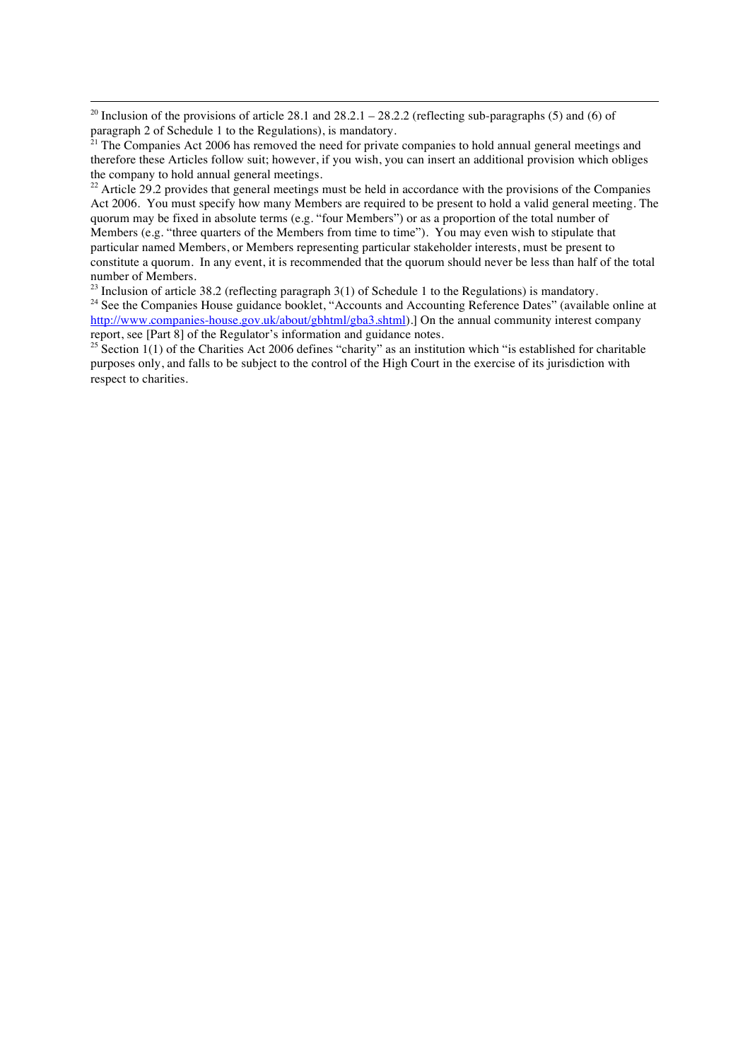---

[20] Inclusion of the provisions of article 28.1 and 28.2.1 – 28.2.2 (reflecting sub-paragraphs (5) and (6) of paragraph 2 of Schedule 1 to the Regulations), is mandatory.

[21] The Companies Act 2006 has removed the need for private companies to hold annual general meetings and therefore these Articles follow suit; however, if you wish, you can insert an additional provision which obliges the company to hold annual general meetings.

[22] Article 29.2 provides that general meetings must be held in accordance with the provisions of the Companies Act 2006. You must specify how many Members are required to be present to hold a valid general meeting. The quorum may be fixed in absolute terms (e.g. "four Members") or as a proportion of the total number of Members (e.g. "three quarters of the Members from time to time"). You may even wish to stipulate that particular named Members, or Members representing particular stakeholder interests, must be present to constitute a quorum. In any event, it is recommended that the quorum should never be less than half of the total number of Members.

[23] Inclusion of article 38.2 (reflecting paragraph 3(1) of Schedule 1 to the Regulations) is mandatory.

[24] See the Companies House guidance booklet, "Accounts and Accounting Reference Dates" (available online at [http://www.companies-house.gov.uk/about/gbhtml/gba3.shtml](http://www.companies-house.gov.uk/about/gbhtml/gba3.shtml)).] On the annual community interest company report, see [Part 8] of the Regulator's information and guidance notes.

[25] Section 1(1) of the Charities Act 2006 defines "charity" as an institution which "is established for charitable purposes only, and falls to be subject to the control of the High Court in the exercise of its jurisdiction with respect to charities.